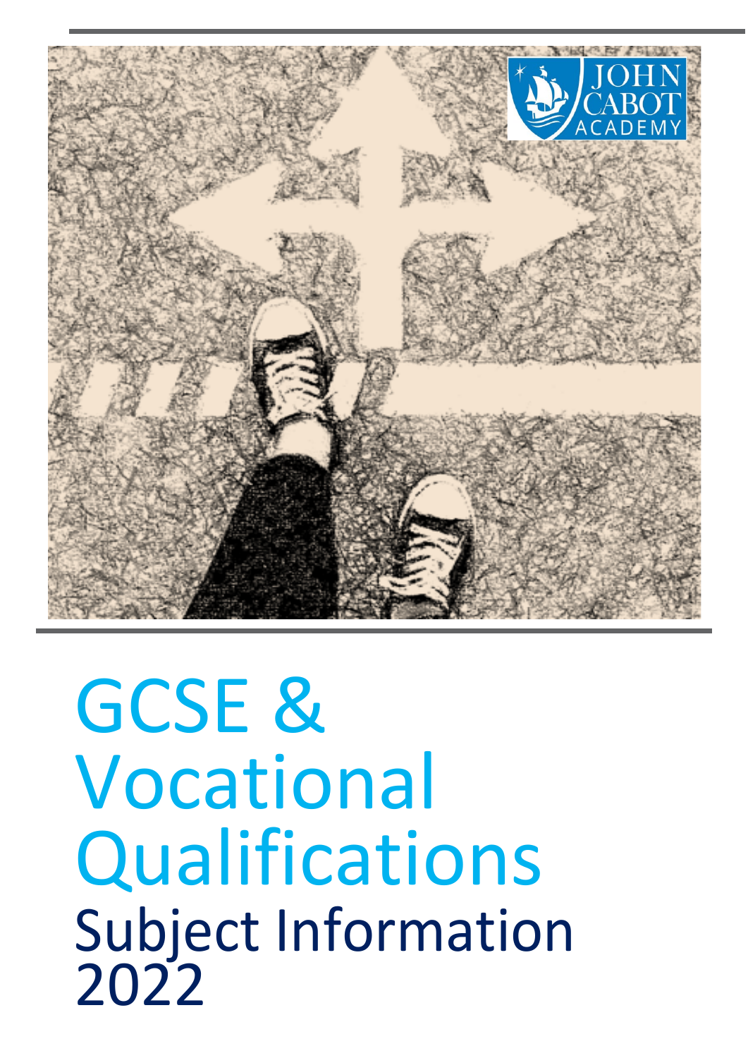# GCSE & Vocational Qualifications

## Subject Information 2022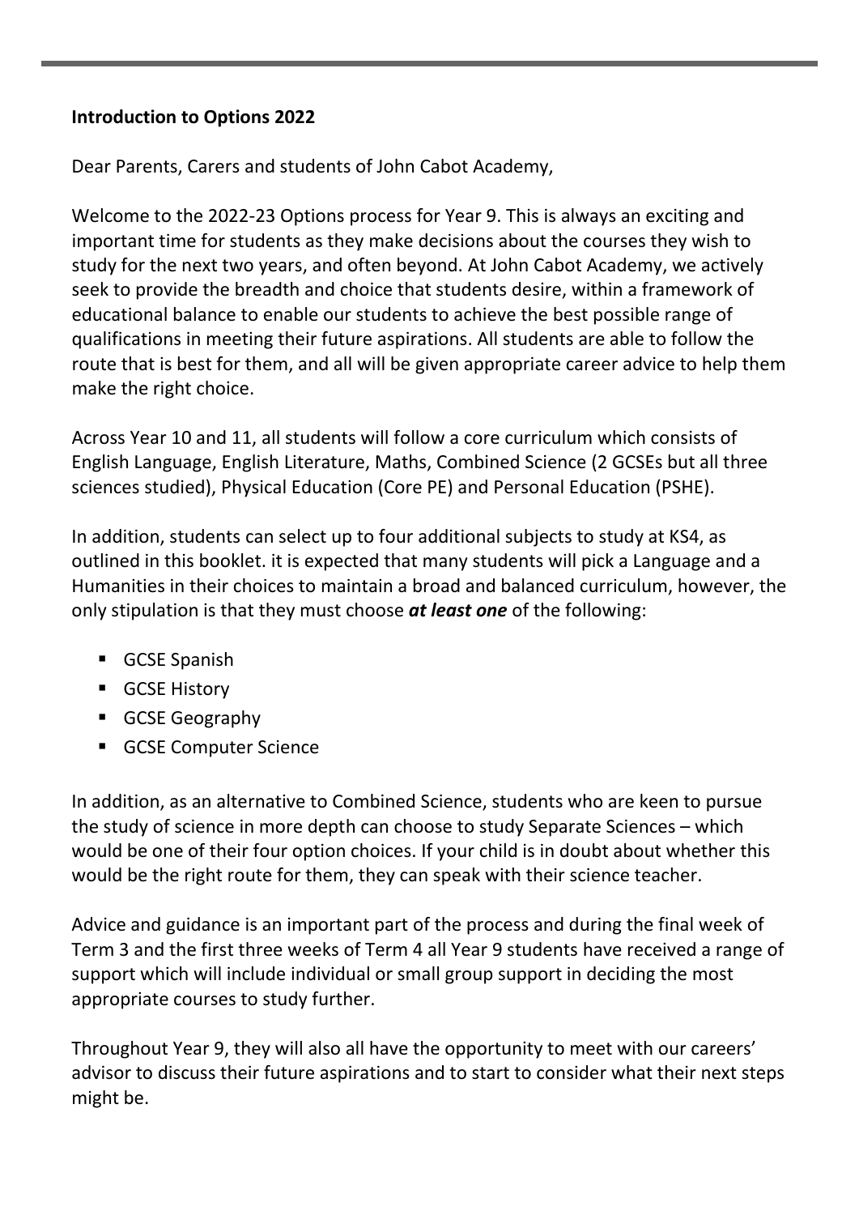**Introduction to Options 2022**

Dear Parents, Carers and students of John Cabot Academy,

Welcome to the 2022-23 Options process for Year 9. This is always an exciting and important time for students as they make decisions about the courses they wish to study for the next two years, and often beyond. At John Cabot Academy, we actively seek to provide the breadth and choice that students desire, within a framework of educational balance to enable our students to achieve the best possible range of qualifications in meeting their future aspirations. All students are able to follow the route that is best for them, and all will be given appropriate career advice to help them make the right choice.

Across Year 10 and 11, all students will follow a core curriculum which consists of English Language, English Literature, Maths, Combined Science (2 GCSEs but all three sciences studied), Physical Education (Core PE) and Personal Education (PSHE).

In addition, students can select up to four additional subjects to study at KS4, as outlined in this booklet. it is expected that many students will pick a Language and a Humanities in their choices to maintain a broad and balanced curriculum, however, the only stipulation is that they must choose ***at least one*** of the following:

- GCSE Spanish
- GCSE History
- GCSE Geography
- GCSE Computer Science

In addition, as an alternative to Combined Science, students who are keen to pursue the study of science in more depth can choose to study Separate Sciences – which would be one of their four option choices. If your child is in doubt about whether this would be the right route for them, they can speak with their science teacher.

Advice and guidance is an important part of the process and during the final week of Term 3 and the first three weeks of Term 4 all Year 9 students have received a range of support which will include individual or small group support in deciding the most appropriate courses to study further.

Throughout Year 9, they will also all have the opportunity to meet with our careers' advisor to discuss their future aspirations and to start to consider what their next steps might be.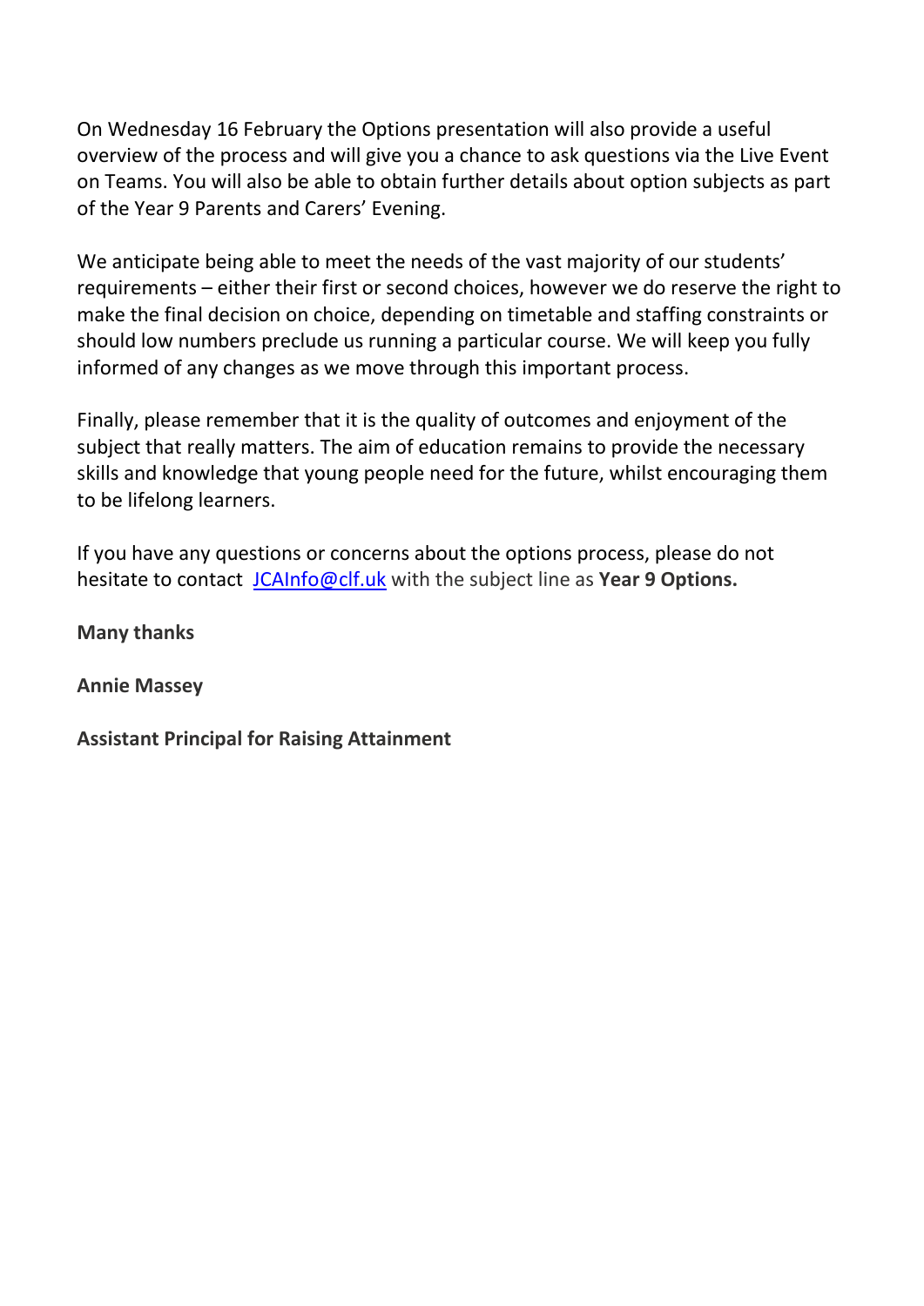On Wednesday 16 February the Options presentation will also provide a useful overview of the process and will give you a chance to ask questions via the Live Event on Teams. You will also be able to obtain further details about option subjects as part of the Year 9 Parents and Carers' Evening.

We anticipate being able to meet the needs of the vast majority of our students' requirements – either their first or second choices, however we do reserve the right to make the final decision on choice, depending on timetable and staffing constraints or should low numbers preclude us running a particular course. We will keep you fully informed of any changes as we move through this important process.

Finally, please remember that it is the quality of outcomes and enjoyment of the subject that really matters. The aim of education remains to provide the necessary skills and knowledge that young people need for the future, whilst encouraging them to be lifelong learners.

If you have any questions or concerns about the options process, please do not hesitate to contact [JCAInfo@clf.uk](mailto:JCAInfo@clf.uk) with the subject line as **Year 9 Options.**

**Many thanks**

**Annie Massey**

**Assistant Principal for Raising Attainment**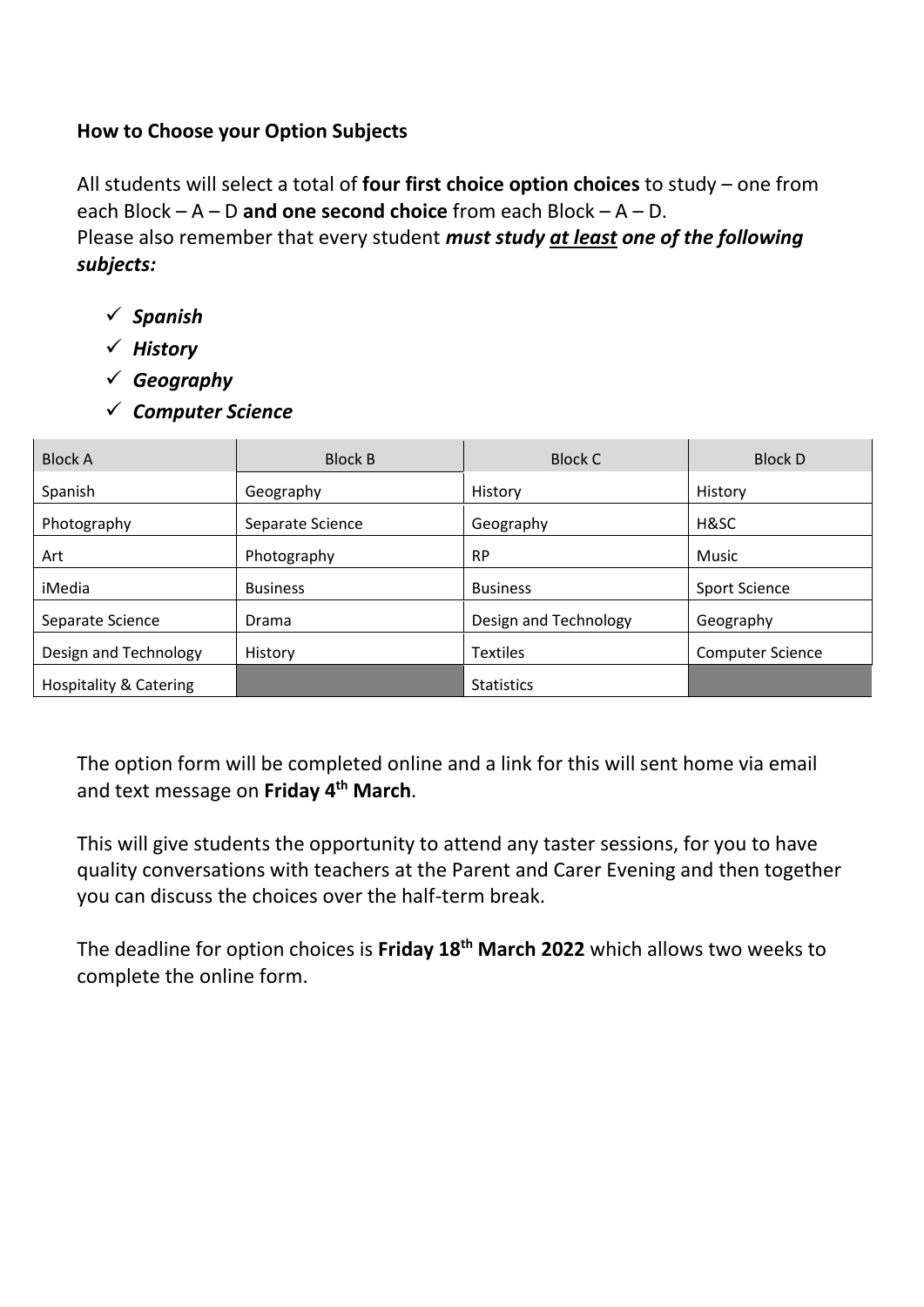**How to Choose your Option Subjects**

All students will select a total of **four first choice option choices** to study – one from each Block – A – D **and one second choice** from each Block – A – D.
Please also remember that every student ***must study <u>at least</u> one of the following subjects:***

- ✓ ***Spanish***
- ✓ ***History***
- ✓ ***Geography***
- ✓ ***Computer Science***

| Block A | Block B | Block C | Block D |
|---|---|---|---|
| Spanish | Geography | History | History |
| Photography | Separate Science | Geography | H&SC |
| Art | Photography | RP | Music |
| iMedia | Business | Business | Sport Science |
| Separate Science | Drama | Design and Technology | Geography |
| Design and Technology | History | Textiles | Computer Science |
| Hospitality & Catering | | Statistics | |

The option form will be completed online and a link for this will sent home via email and text message on **Friday 4th March**.

This will give students the opportunity to attend any taster sessions, for you to have quality conversations with teachers at the Parent and Carer Evening and then together you can discuss the choices over the half-term break.

The deadline for option choices is **Friday 18th March 2022** which allows two weeks to complete the online form.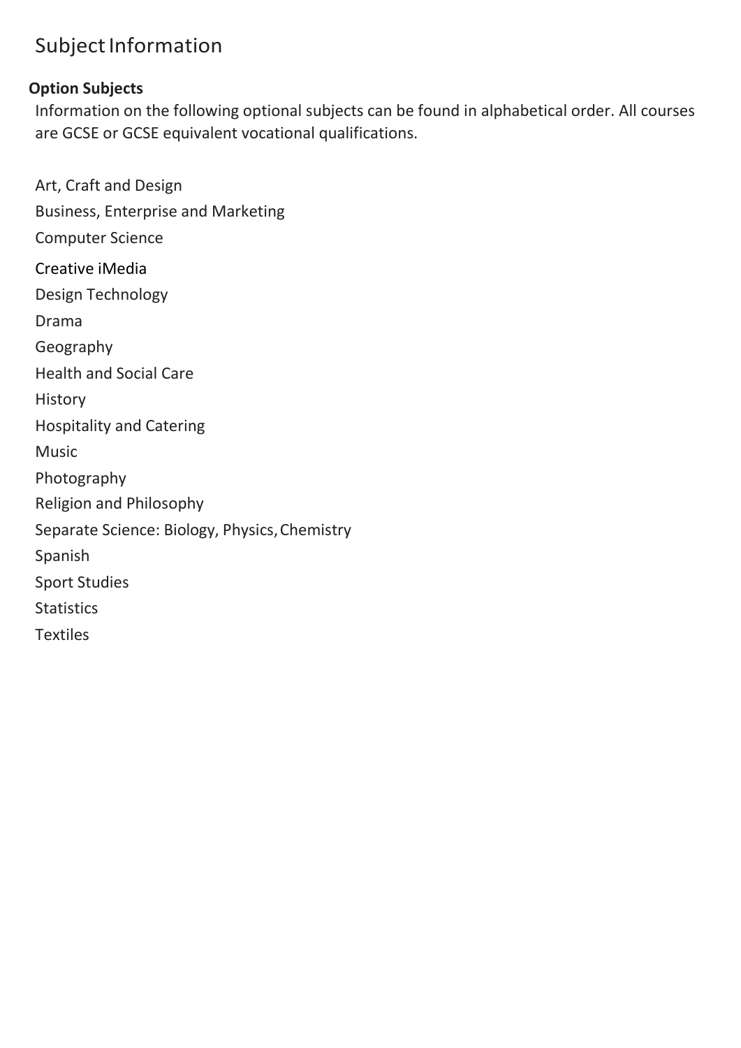# Subject Information

## Option Subjects

Information on the following optional subjects can be found in alphabetical order. All courses are GCSE or GCSE equivalent vocational qualifications.

Art, Craft and Design

Business, Enterprise and Marketing

Computer Science

Creative iMedia

Design Technology

Drama

Geography

Health and Social Care

History

Hospitality and Catering

Music

Photography

Religion and Philosophy

Separate Science: Biology, Physics, Chemistry

Spanish

Sport Studies

Statistics

Textiles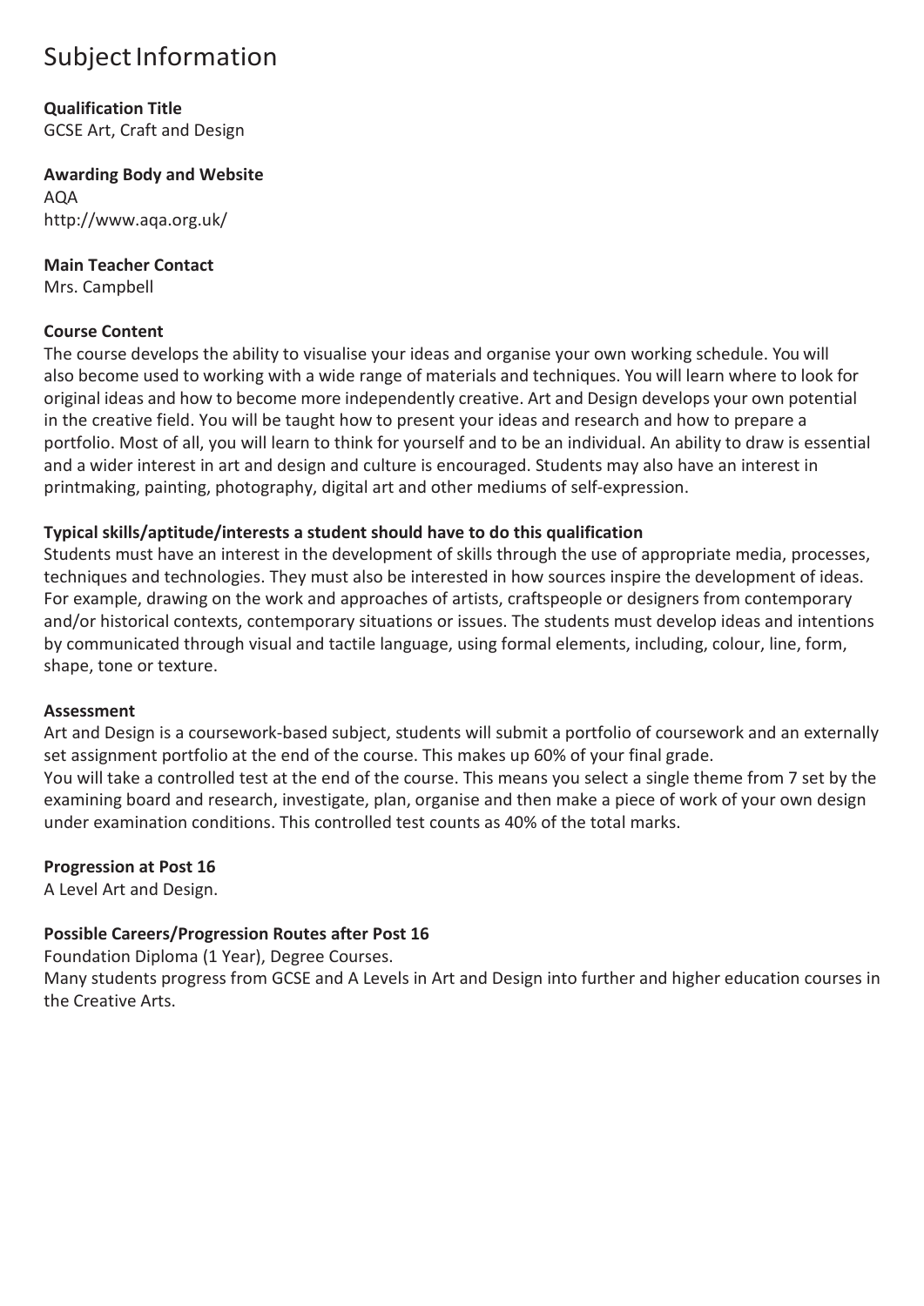# Subject Information

**Qualification Title**
GCSE Art, Craft and Design

**Awarding Body and Website**
AQA
http://www.aqa.org.uk/

**Main Teacher Contact**
Mrs. Campbell

**Course Content**
The course develops the ability to visualise your ideas and organise your own working schedule. You will also become used to working with a wide range of materials and techniques. You will learn where to look for original ideas and how to become more independently creative. Art and Design develops your own potential in the creative field. You will be taught how to present your ideas and research and how to prepare a portfolio. Most of all, you will learn to think for yourself and to be an individual. An ability to draw is essential and a wider interest in art and design and culture is encouraged. Students may also have an interest in printmaking, painting, photography, digital art and other mediums of self-expression.

**Typical skills/aptitude/interests a student should have to do this qualification**
Students must have an interest in the development of skills through the use of appropriate media, processes, techniques and technologies. They must also be interested in how sources inspire the development of ideas. For example, drawing on the work and approaches of artists, craftspeople or designers from contemporary and/or historical contexts, contemporary situations or issues. The students must develop ideas and intentions by communicated through visual and tactile language, using formal elements, including, colour, line, form, shape, tone or texture.

**Assessment**
Art and Design is a coursework-based subject, students will submit a portfolio of coursework and an externally set assignment portfolio at the end of the course. This makes up 60% of your final grade.
You will take a controlled test at the end of the course. This means you select a single theme from 7 set by the examining board and research, investigate, plan, organise and then make a piece of work of your own design under examination conditions. This controlled test counts as 40% of the total marks.

**Progression at Post 16**
A Level Art and Design.

**Possible Careers/Progression Routes after Post 16**
Foundation Diploma (1 Year), Degree Courses.
Many students progress from GCSE and A Levels in Art and Design into further and higher education courses in the Creative Arts.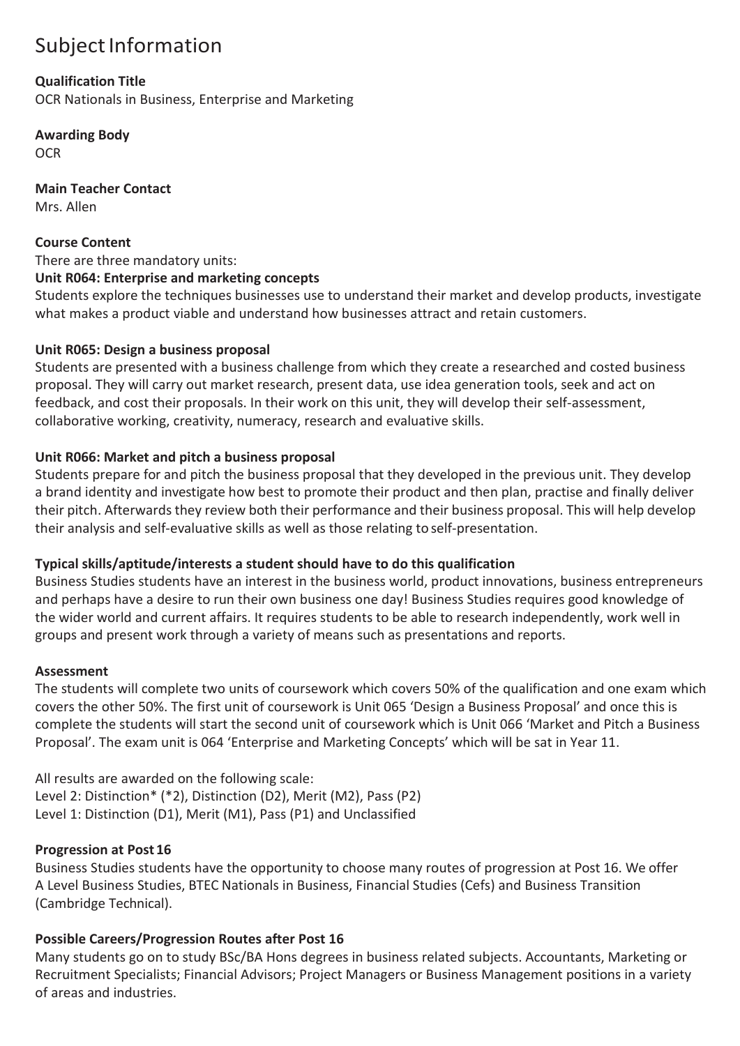# Subject Information

**Qualification Title**
OCR Nationals in Business, Enterprise and Marketing

**Awarding Body**
OCR

**Main Teacher Contact**
Mrs. Allen

**Course Content**
There are three mandatory units:

**Unit R064: Enterprise and marketing concepts**
Students explore the techniques businesses use to understand their market and develop products, investigate what makes a product viable and understand how businesses attract and retain customers.

**Unit R065: Design a business proposal**
Students are presented with a business challenge from which they create a researched and costed business proposal. They will carry out market research, present data, use idea generation tools, seek and act on feedback, and cost their proposals. In their work on this unit, they will develop their self-assessment, collaborative working, creativity, numeracy, research and evaluative skills.

**Unit R066: Market and pitch a business proposal**
Students prepare for and pitch the business proposal that they developed in the previous unit. They develop a brand identity and investigate how best to promote their product and then plan, practise and finally deliver their pitch. Afterwards they review both their performance and their business proposal. This will help develop their analysis and self-evaluative skills as well as those relating to self-presentation.

**Typical skills/aptitude/interests a student should have to do this qualification**
Business Studies students have an interest in the business world, product innovations, business entrepreneurs and perhaps have a desire to run their own business one day! Business Studies requires good knowledge of the wider world and current affairs. It requires students to be able to research independently, work well in groups and present work through a variety of means such as presentations and reports.

**Assessment**
The students will complete two units of coursework which covers 50% of the qualification and one exam which covers the other 50%. The first unit of coursework is Unit 065 'Design a Business Proposal' and once this is complete the students will start the second unit of coursework which is Unit 066 'Market and Pitch a Business Proposal'. The exam unit is 064 'Enterprise and Marketing Concepts' which will be sat in Year 11.

All results are awarded on the following scale:
Level 2: Distinction* (*2), Distinction (D2), Merit (M2), Pass (P2)
Level 1: Distinction (D1), Merit (M1), Pass (P1) and Unclassified

**Progression at Post 16**
Business Studies students have the opportunity to choose many routes of progression at Post 16. We offer A Level Business Studies, BTEC Nationals in Business, Financial Studies (Cefs) and Business Transition (Cambridge Technical).

**Possible Careers/Progression Routes after Post 16**
Many students go on to study BSc/BA Hons degrees in business related subjects. Accountants, Marketing or Recruitment Specialists; Financial Advisors; Project Managers or Business Management positions in a variety of areas and industries.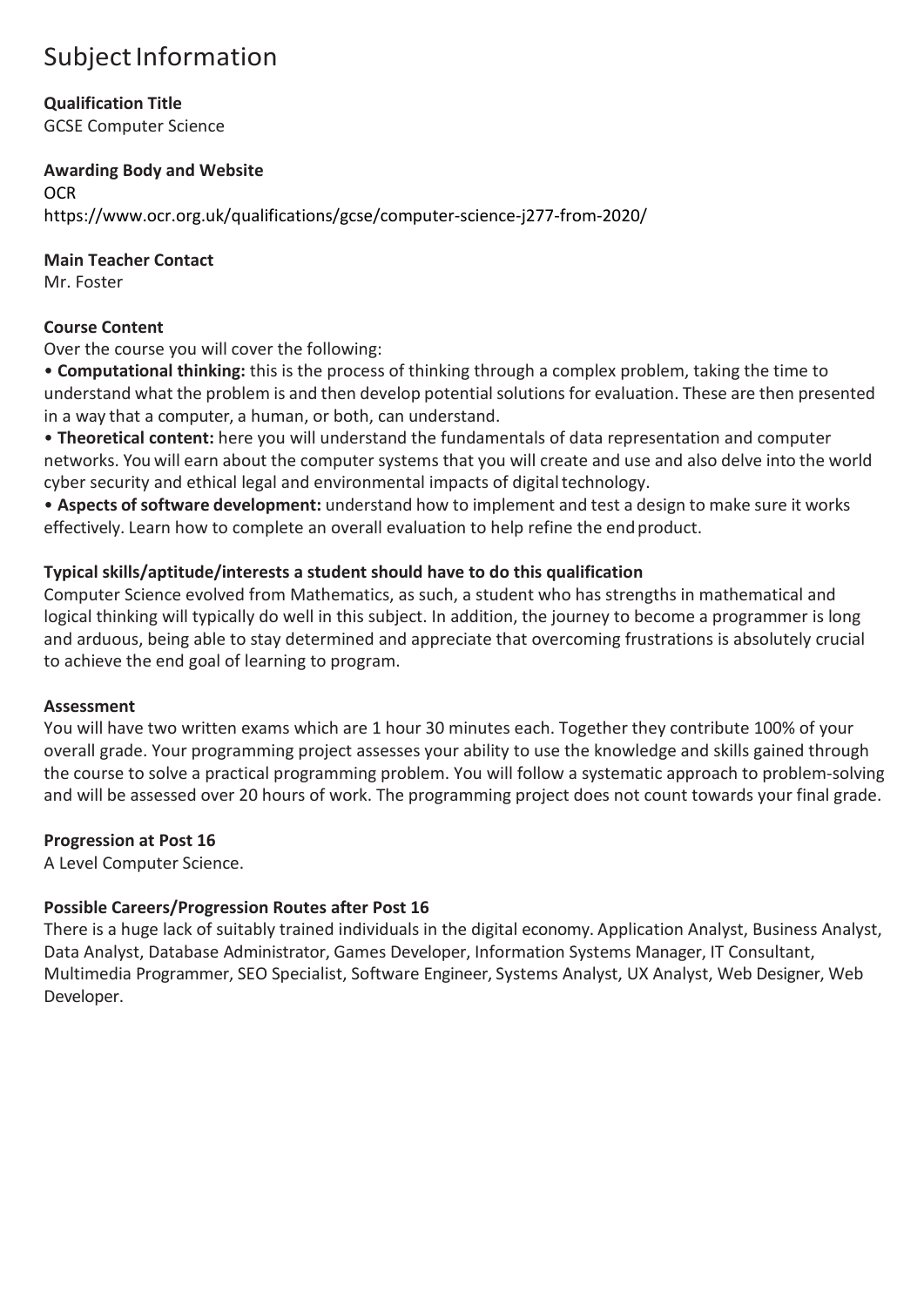# Subject Information

**Qualification Title**
GCSE Computer Science

**Awarding Body and Website**
OCR
https://www.ocr.org.uk/qualifications/gcse/computer-science-j277-from-2020/

**Main Teacher Contact**
Mr. Foster

**Course Content**
Over the course you will cover the following:

- **Computational thinking:** this is the process of thinking through a complex problem, taking the time to understand what the problem is and then develop potential solutions for evaluation. These are then presented in a way that a computer, a human, or both, can understand.
- **Theoretical content:** here you will understand the fundamentals of data representation and computer networks. You will earn about the computer systems that you will create and use and also delve into the world cyber security and ethical legal and environmental impacts of digital technology.
- **Aspects of software development:** understand how to implement and test a design to make sure it works effectively. Learn how to complete an overall evaluation to help refine the end product.

**Typical skills/aptitude/interests a student should have to do this qualification**
Computer Science evolved from Mathematics, as such, a student who has strengths in mathematical and logical thinking will typically do well in this subject. In addition, the journey to become a programmer is long and arduous, being able to stay determined and appreciate that overcoming frustrations is absolutely crucial to achieve the end goal of learning to program.

**Assessment**
You will have two written exams which are 1 hour 30 minutes each. Together they contribute 100% of your overall grade. Your programming project assesses your ability to use the knowledge and skills gained through the course to solve a practical programming problem. You will follow a systematic approach to problem-solving and will be assessed over 20 hours of work. The programming project does not count towards your final grade.

**Progression at Post 16**
A Level Computer Science.

**Possible Careers/Progression Routes after Post 16**
There is a huge lack of suitably trained individuals in the digital economy. Application Analyst, Business Analyst, Data Analyst, Database Administrator, Games Developer, Information Systems Manager, IT Consultant, Multimedia Programmer, SEO Specialist, Software Engineer, Systems Analyst, UX Analyst, Web Designer, Web Developer.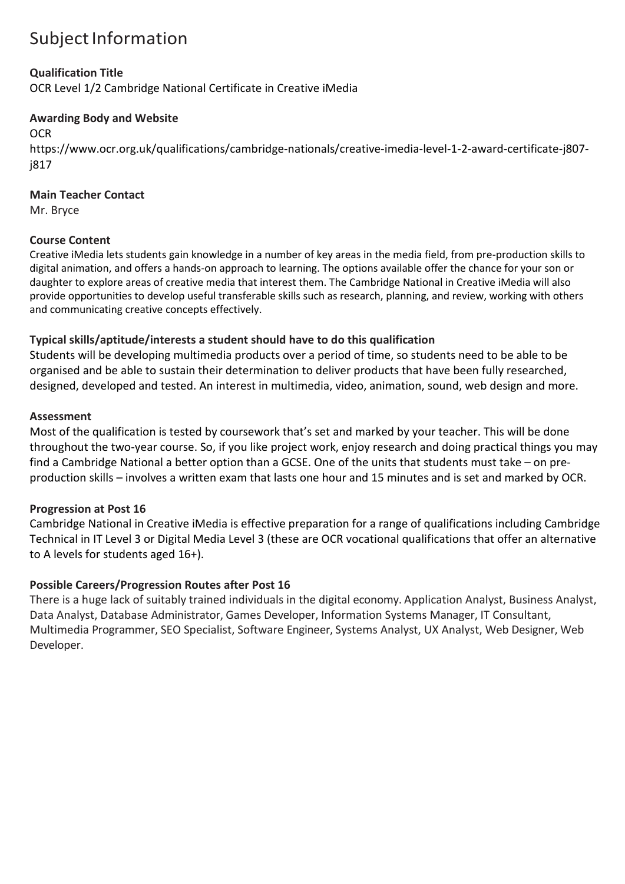# Subject Information

**Qualification Title**

OCR Level 1/2 Cambridge National Certificate in Creative iMedia

**Awarding Body and Website**

OCR

https://www.ocr.org.uk/qualifications/cambridge-nationals/creative-imedia-level-1-2-award-certificate-j807-j817

**Main Teacher Contact**

Mr. Bryce

**Course Content**

Creative iMedia lets students gain knowledge in a number of key areas in the media field, from pre-production skills to digital animation, and offers a hands-on approach to learning. The options available offer the chance for your son or daughter to explore areas of creative media that interest them. The Cambridge National in Creative iMedia will also provide opportunities to develop useful transferable skills such as research, planning, and review, working with others and communicating creative concepts effectively.

**Typical skills/aptitude/interests a student should have to do this qualification**

Students will be developing multimedia products over a period of time, so students need to be able to be organised and be able to sustain their determination to deliver products that have been fully researched, designed, developed and tested. An interest in multimedia, video, animation, sound, web design and more.

**Assessment**

Most of the qualification is tested by coursework that's set and marked by your teacher. This will be done throughout the two-year course. So, if you like project work, enjoy research and doing practical things you may find a Cambridge National a better option than a GCSE. One of the units that students must take – on pre-production skills – involves a written exam that lasts one hour and 15 minutes and is set and marked by OCR.

**Progression at Post 16**

Cambridge National in Creative iMedia is effective preparation for a range of qualifications including Cambridge Technical in IT Level 3 or Digital Media Level 3 (these are OCR vocational qualifications that offer an alternative to A levels for students aged 16+).

**Possible Careers/Progression Routes after Post 16**

There is a huge lack of suitably trained individuals in the digital economy. Application Analyst, Business Analyst, Data Analyst, Database Administrator, Games Developer, Information Systems Manager, IT Consultant, Multimedia Programmer, SEO Specialist, Software Engineer, Systems Analyst, UX Analyst, Web Designer, Web Developer.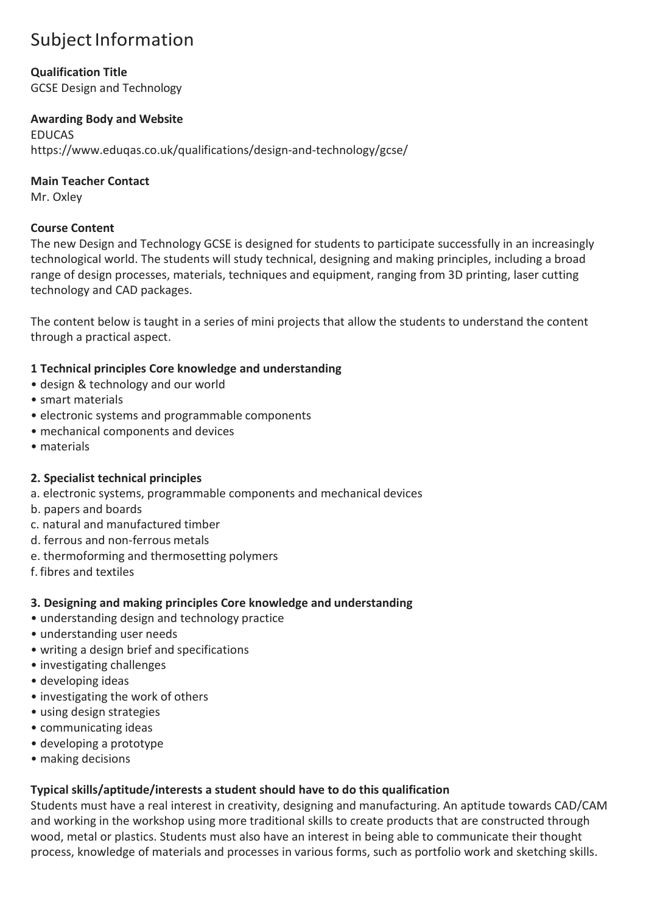# Subject Information

**Qualification Title**
GCSE Design and Technology

**Awarding Body and Website**
EDUCAS
https://www.eduqas.co.uk/qualifications/design-and-technology/gcse/

**Main Teacher Contact**
Mr. Oxley

**Course Content**
The new Design and Technology GCSE is designed for students to participate successfully in an increasingly technological world. The students will study technical, designing and making principles, including a broad range of design processes, materials, techniques and equipment, ranging from 3D printing, laser cutting technology and CAD packages.

The content below is taught in a series of mini projects that allow the students to understand the content through a practical aspect.

**1 Technical principles Core knowledge and understanding**

- design & technology and our world
- smart materials
- electronic systems and programmable components
- mechanical components and devices
- materials

**2. Specialist technical principles**

a. electronic systems, programmable components and mechanical devices
b. papers and boards
c. natural and manufactured timber
d. ferrous and non-ferrous metals
e. thermoforming and thermosetting polymers
f. fibres and textiles

**3. Designing and making principles Core knowledge and understanding**

- understanding design and technology practice
- understanding user needs
- writing a design brief and specifications
- investigating challenges
- developing ideas
- investigating the work of others
- using design strategies
- communicating ideas
- developing a prototype
- making decisions

**Typical skills/aptitude/interests a student should have to do this qualification**
Students must have a real interest in creativity, designing and manufacturing. An aptitude towards CAD/CAM and working in the workshop using more traditional skills to create products that are constructed through wood, metal or plastics. Students must also have an interest in being able to communicate their thought process, knowledge of materials and processes in various forms, such as portfolio work and sketching skills.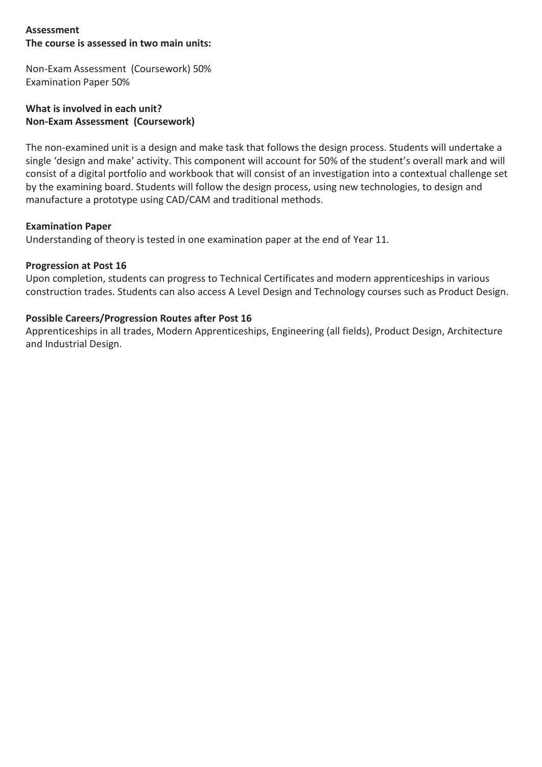**Assessment**
**The course is assessed in two main units:**

Non-Exam Assessment (Coursework) 50%
Examination Paper 50%

**What is involved in each unit?**
**Non-Exam Assessment (Coursework)**

The non-examined unit is a design and make task that follows the design process. Students will undertake a single 'design and make' activity. This component will account for 50% of the student's overall mark and will consist of a digital portfolio and workbook that will consist of an investigation into a contextual challenge set by the examining board. Students will follow the design process, using new technologies, to design and manufacture a prototype using CAD/CAM and traditional methods.

**Examination Paper**
Understanding of theory is tested in one examination paper at the end of Year 11.

**Progression at Post 16**
Upon completion, students can progress to Technical Certificates and modern apprenticeships in various construction trades. Students can also access A Level Design and Technology courses such as Product Design.

**Possible Careers/Progression Routes after Post 16**
Apprenticeships in all trades, Modern Apprenticeships, Engineering (all fields), Product Design, Architecture and Industrial Design.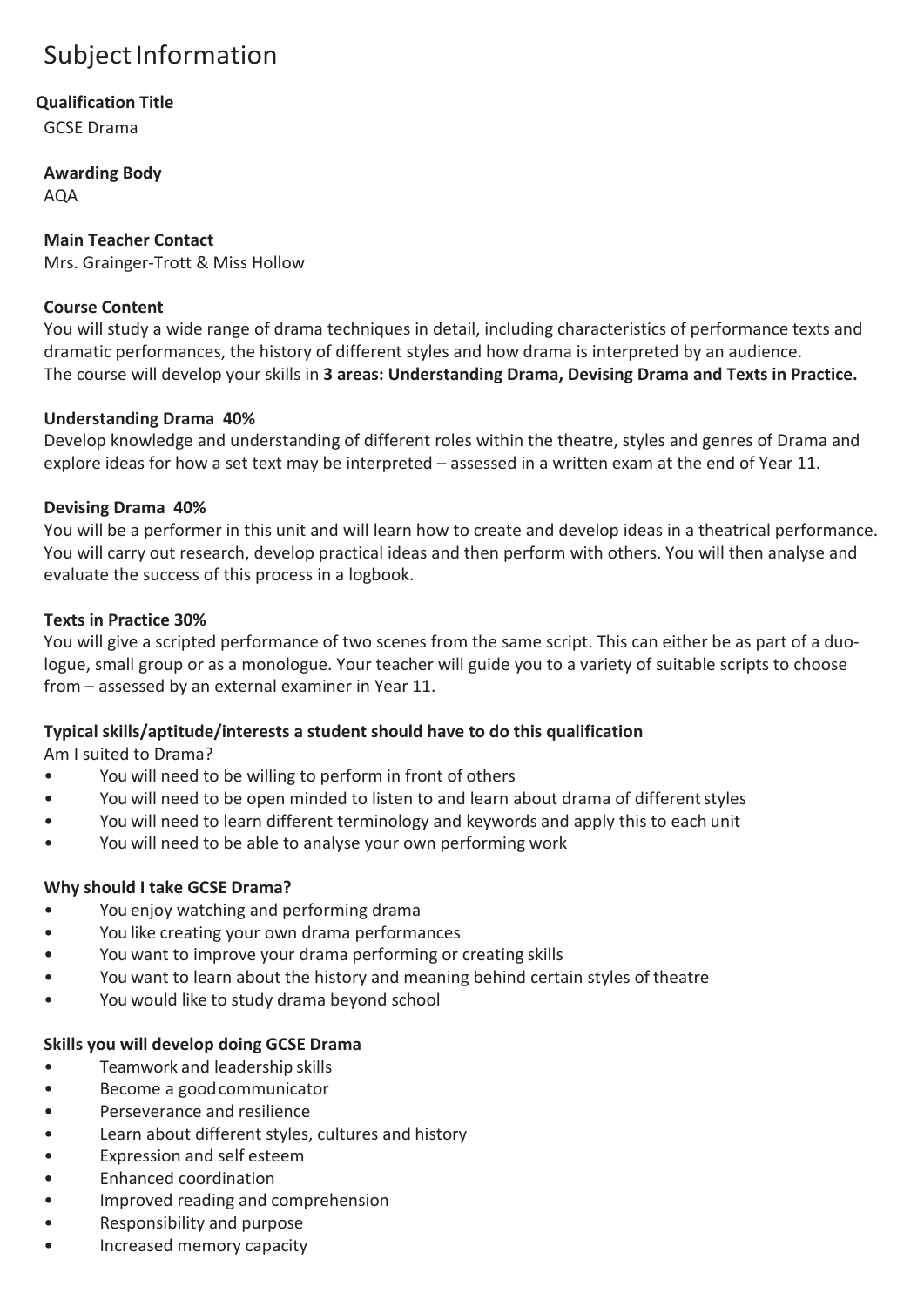# Subject Information

**Qualification Title**

GCSE Drama

**Awarding Body**

AQA

**Main Teacher Contact**

Mrs. Grainger-Trott & Miss Hollow

**Course Content**

You will study a wide range of drama techniques in detail, including characteristics of performance texts and dramatic performances, the history of different styles and how drama is interpreted by an audience.
The course will develop your skills in **3 areas: Understanding Drama, Devising Drama and Texts in Practice.**

**Understanding Drama 40%**

Develop knowledge and understanding of different roles within the theatre, styles and genres of Drama and explore ideas for how a set text may be interpreted – assessed in a written exam at the end of Year 11.

**Devising Drama 40%**

You will be a performer in this unit and will learn how to create and develop ideas in a theatrical performance. You will carry out research, develop practical ideas and then perform with others. You will then analyse and evaluate the success of this process in a logbook.

**Texts in Practice 30%**

You will give a scripted performance of two scenes from the same script. This can either be as part of a duo-logue, small group or as a monologue. Your teacher will guide you to a variety of suitable scripts to choose from – assessed by an external examiner in Year 11.

**Typical skills/aptitude/interests a student should have to do this qualification**

Am I suited to Drama?

- You will need to be willing to perform in front of others
- You will need to be open minded to listen to and learn about drama of different styles
- You will need to learn different terminology and keywords and apply this to each unit
- You will need to be able to analyse your own performing work

**Why should I take GCSE Drama?**

- You enjoy watching and performing drama
- You like creating your own drama performances
- You want to improve your drama performing or creating skills
- You want to learn about the history and meaning behind certain styles of theatre
- You would like to study drama beyond school

**Skills you will develop doing GCSE Drama**

- Teamwork and leadership skills
- Become a good communicator
- Perseverance and resilience
- Learn about different styles, cultures and history
- Expression and self esteem
- Enhanced coordination
- Improved reading and comprehension
- Responsibility and purpose
- Increased memory capacity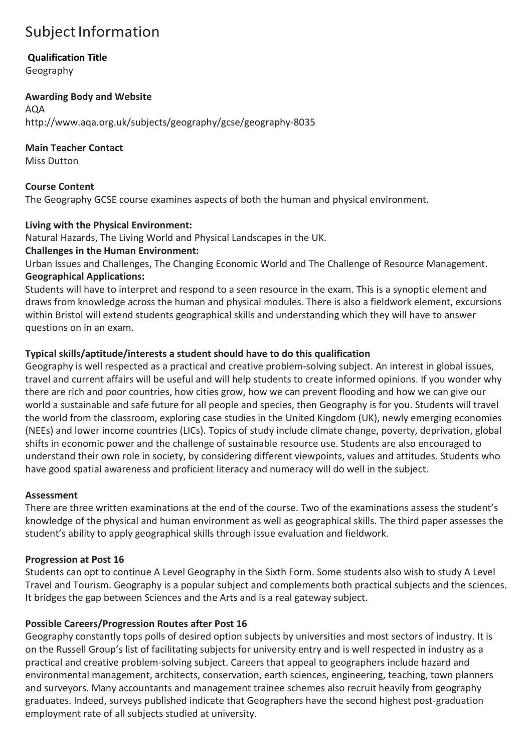# Subject Information

**Qualification Title**

Geography

**Awarding Body and Website**

AQA

http://www.aqa.org.uk/subjects/geography/gcse/geography-8035

**Main Teacher Contact**

Miss Dutton

**Course Content**

The Geography GCSE course examines aspects of both the human and physical environment.

**Living with the Physical Environment:**

Natural Hazards, The Living World and Physical Landscapes in the UK.

**Challenges in the Human Environment:**

Urban Issues and Challenges, The Changing Economic World and The Challenge of Resource Management.

**Geographical Applications:**

Students will have to interpret and respond to a seen resource in the exam. This is a synoptic element and draws from knowledge across the human and physical modules. There is also a fieldwork element, excursions within Bristol will extend students geographical skills and understanding which they will have to answer questions on in an exam.

**Typical skills/aptitude/interests a student should have to do this qualification**

Geography is well respected as a practical and creative problem-solving subject. An interest in global issues, travel and current affairs will be useful and will help students to create informed opinions. If you wonder why there are rich and poor countries, how cities grow, how we can prevent flooding and how we can give our world a sustainable and safe future for all people and species, then Geography is for you. Students will travel the world from the classroom, exploring case studies in the United Kingdom (UK), newly emerging economies (NEEs) and lower income countries (LICs). Topics of study include climate change, poverty, deprivation, global shifts in economic power and the challenge of sustainable resource use. Students are also encouraged to understand their own role in society, by considering different viewpoints, values and attitudes. Students who have good spatial awareness and proficient literacy and numeracy will do well in the subject.

**Assessment**

There are three written examinations at the end of the course. Two of the examinations assess the student's knowledge of the physical and human environment as well as geographical skills. The third paper assesses the student's ability to apply geographical skills through issue evaluation and fieldwork.

**Progression at Post 16**

Students can opt to continue A Level Geography in the Sixth Form. Some students also wish to study A Level Travel and Tourism. Geography is a popular subject and complements both practical subjects and the sciences. It bridges the gap between Sciences and the Arts and is a real gateway subject.

**Possible Careers/Progression Routes after Post 16**

Geography constantly tops polls of desired option subjects by universities and most sectors of industry. It is on the Russell Group's list of facilitating subjects for university entry and is well respected in industry as a practical and creative problem-solving subject. Careers that appeal to geographers include hazard and environmental management, architects, conservation, earth sciences, engineering, teaching, town planners and surveyors. Many accountants and management trainee schemes also recruit heavily from geography graduates. Indeed, surveys published indicate that Geographers have the second highest post-graduation employment rate of all subjects studied at university.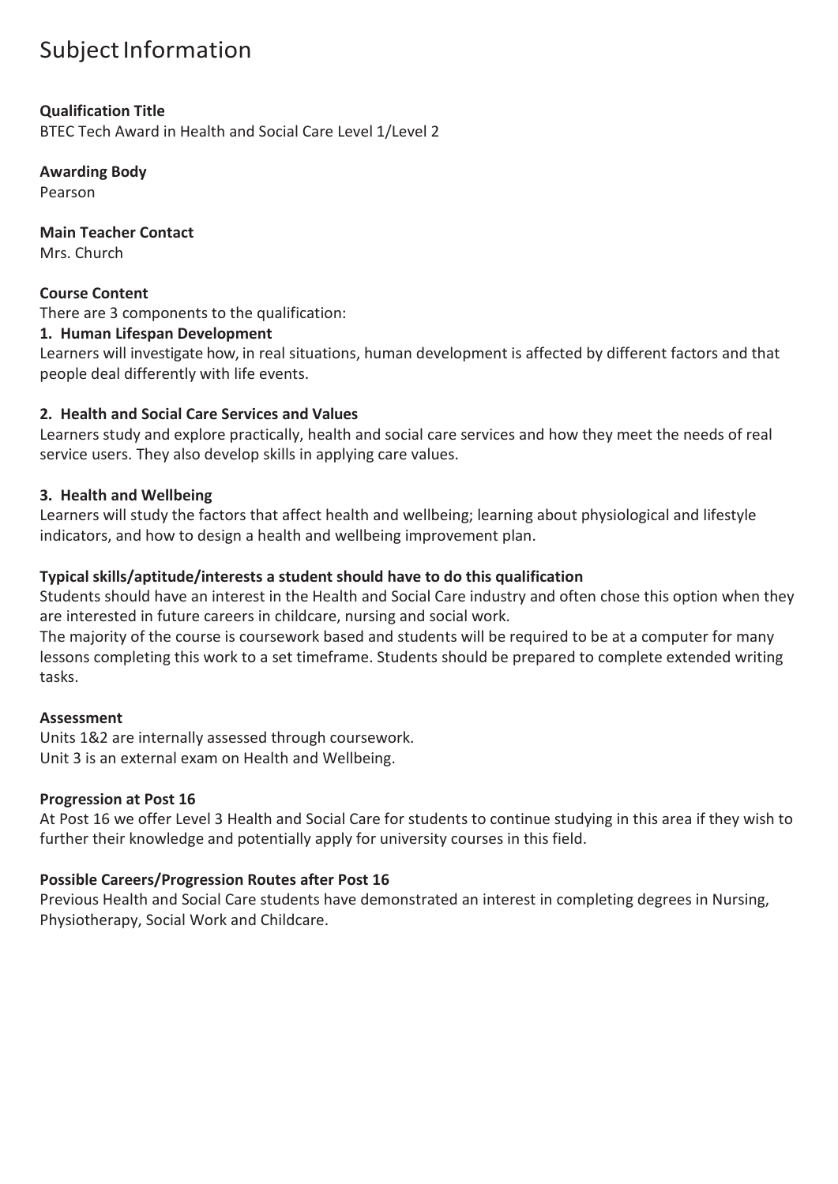# Subject Information

**Qualification Title**
BTEC Tech Award in Health and Social Care Level 1/Level 2

**Awarding Body**
Pearson

**Main Teacher Contact**
Mrs. Church

**Course Content**
There are 3 components to the qualification:

**1. Human Lifespan Development**
Learners will investigate how, in real situations, human development is affected by different factors and that people deal differently with life events.

**2. Health and Social Care Services and Values**
Learners study and explore practically, health and social care services and how they meet the needs of real service users. They also develop skills in applying care values.

**3. Health and Wellbeing**
Learners will study the factors that affect health and wellbeing; learning about physiological and lifestyle indicators, and how to design a health and wellbeing improvement plan.

**Typical skills/aptitude/interests a student should have to do this qualification**
Students should have an interest in the Health and Social Care industry and often chose this option when they are interested in future careers in childcare, nursing and social work.
The majority of the course is coursework based and students will be required to be at a computer for many lessons completing this work to a set timeframe. Students should be prepared to complete extended writing tasks.

**Assessment**
Units 1&2 are internally assessed through coursework.
Unit 3 is an external exam on Health and Wellbeing.

**Progression at Post 16**
At Post 16 we offer Level 3 Health and Social Care for students to continue studying in this area if they wish to further their knowledge and potentially apply for university courses in this field.

**Possible Careers/Progression Routes after Post 16**
Previous Health and Social Care students have demonstrated an interest in completing degrees in Nursing, Physiotherapy, Social Work and Childcare.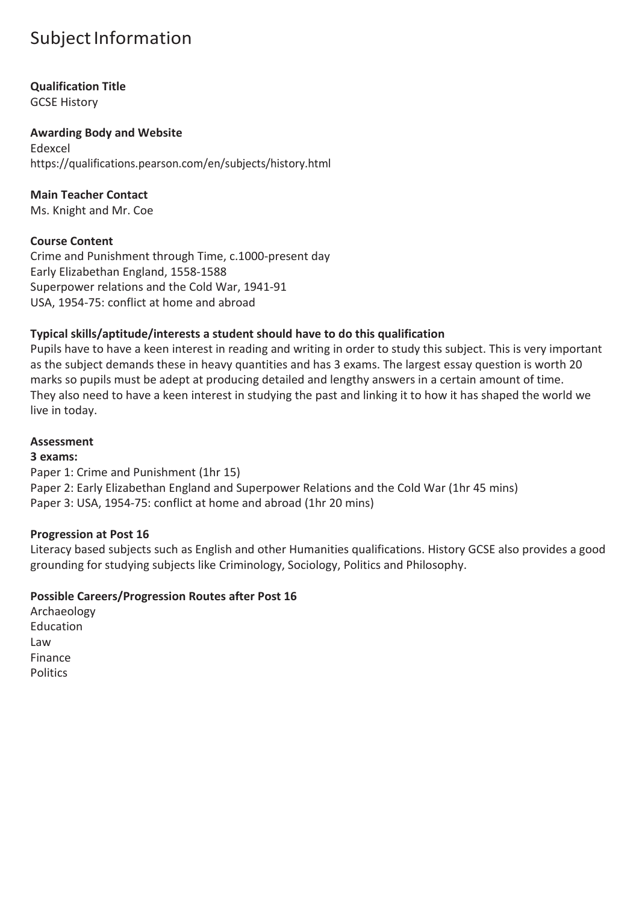# Subject Information

**Qualification Title**
GCSE History

**Awarding Body and Website**
Edexcel
https://qualifications.pearson.com/en/subjects/history.html

**Main Teacher Contact**
Ms. Knight and Mr. Coe

**Course Content**
Crime and Punishment through Time, c.1000-present day
Early Elizabethan England, 1558-1588
Superpower relations and the Cold War, 1941-91
USA, 1954-75: conflict at home and abroad

**Typical skills/aptitude/interests a student should have to do this qualification**
Pupils have to have a keen interest in reading and writing in order to study this subject. This is very important as the subject demands these in heavy quantities and has 3 exams. The largest essay question is worth 20 marks so pupils must be adept at producing detailed and lengthy answers in a certain amount of time. They also need to have a keen interest in studying the past and linking it to how it has shaped the world we live in today.

**Assessment**
**3 exams:**
Paper 1: Crime and Punishment (1hr 15)
Paper 2: Early Elizabethan England and Superpower Relations and the Cold War (1hr 45 mins)
Paper 3: USA, 1954-75: conflict at home and abroad (1hr 20 mins)

**Progression at Post 16**
Literacy based subjects such as English and other Humanities qualifications. History GCSE also provides a good grounding for studying subjects like Criminology, Sociology, Politics and Philosophy.

**Possible Careers/Progression Routes after Post 16**
Archaeology
Education
Law
Finance
Politics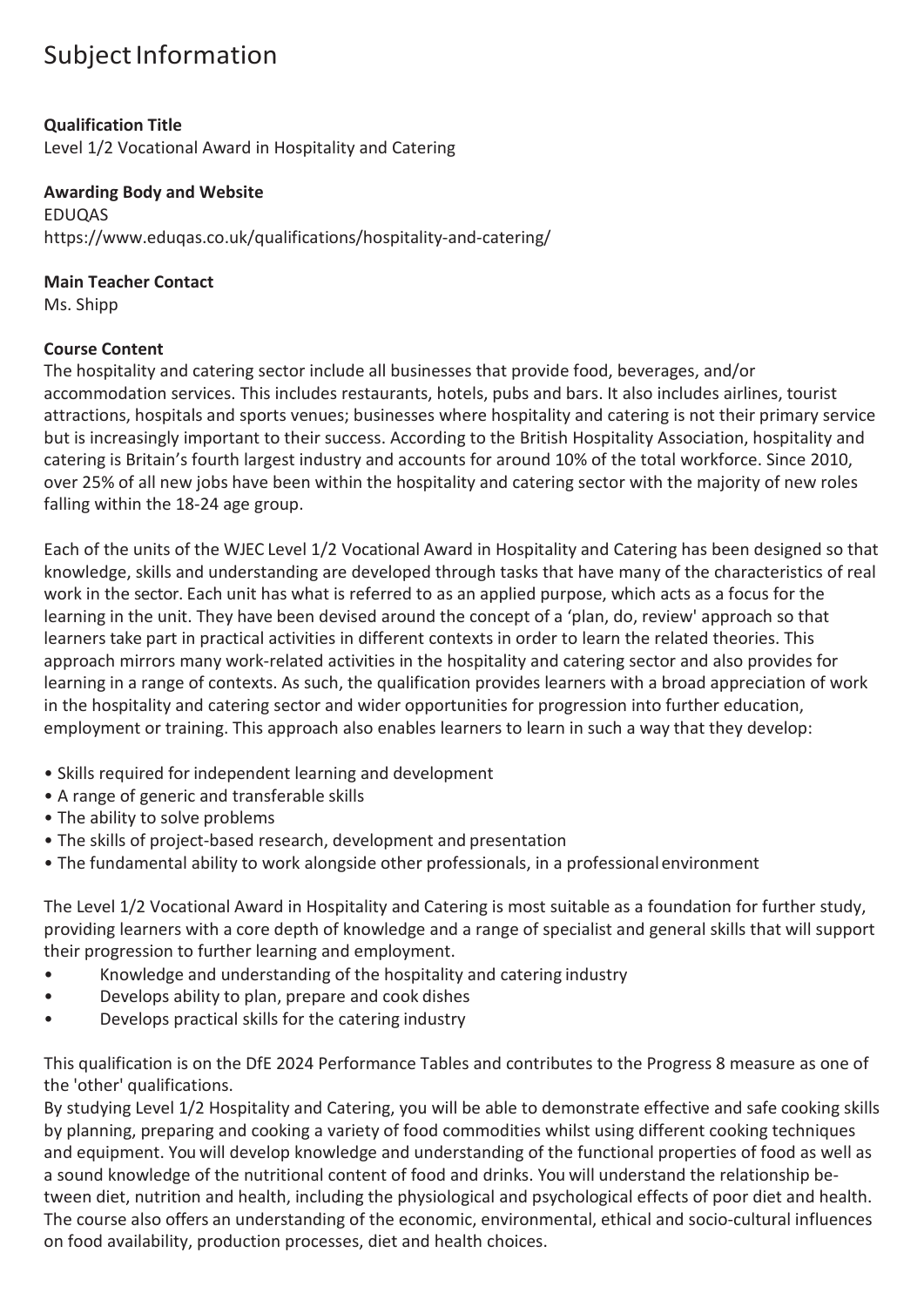# Subject Information

**Qualification Title**
Level 1/2 Vocational Award in Hospitality and Catering

**Awarding Body and Website**
EDUQAS
https://www.eduqas.co.uk/qualifications/hospitality-and-catering/

**Main Teacher Contact**
Ms. Shipp

**Course Content**
The hospitality and catering sector include all businesses that provide food, beverages, and/or accommodation services. This includes restaurants, hotels, pubs and bars. It also includes airlines, tourist attractions, hospitals and sports venues; businesses where hospitality and catering is not their primary service but is increasingly important to their success. According to the British Hospitality Association, hospitality and catering is Britain's fourth largest industry and accounts for around 10% of the total workforce. Since 2010, over 25% of all new jobs have been within the hospitality and catering sector with the majority of new roles falling within the 18-24 age group.

Each of the units of the WJEC Level 1/2 Vocational Award in Hospitality and Catering has been designed so that knowledge, skills and understanding are developed through tasks that have many of the characteristics of real work in the sector. Each unit has what is referred to as an applied purpose, which acts as a focus for the learning in the unit. They have been devised around the concept of a 'plan, do, review' approach so that learners take part in practical activities in different contexts in order to learn the related theories. This approach mirrors many work-related activities in the hospitality and catering sector and also provides for learning in a range of contexts. As such, the qualification provides learners with a broad appreciation of work in the hospitality and catering sector and wider opportunities for progression into further education, employment or training. This approach also enables learners to learn in such a way that they develop:

- Skills required for independent learning and development
- A range of generic and transferable skills
- The ability to solve problems
- The skills of project-based research, development and presentation
- The fundamental ability to work alongside other professionals, in a professional environment

The Level 1/2 Vocational Award in Hospitality and Catering is most suitable as a foundation for further study, providing learners with a core depth of knowledge and a range of specialist and general skills that will support their progression to further learning and employment.

- Knowledge and understanding of the hospitality and catering industry
- Develops ability to plan, prepare and cook dishes
- Develops practical skills for the catering industry

This qualification is on the DfE 2024 Performance Tables and contributes to the Progress 8 measure as one of the 'other' qualifications.
By studying Level 1/2 Hospitality and Catering, you will be able to demonstrate effective and safe cooking skills by planning, preparing and cooking a variety of food commodities whilst using different cooking techniques and equipment. You will develop knowledge and understanding of the functional properties of food as well as a sound knowledge of the nutritional content of food and drinks. You will understand the relationship between diet, nutrition and health, including the physiological and psychological effects of poor diet and health. The course also offers an understanding of the economic, environmental, ethical and socio-cultural influences on food availability, production processes, diet and health choices.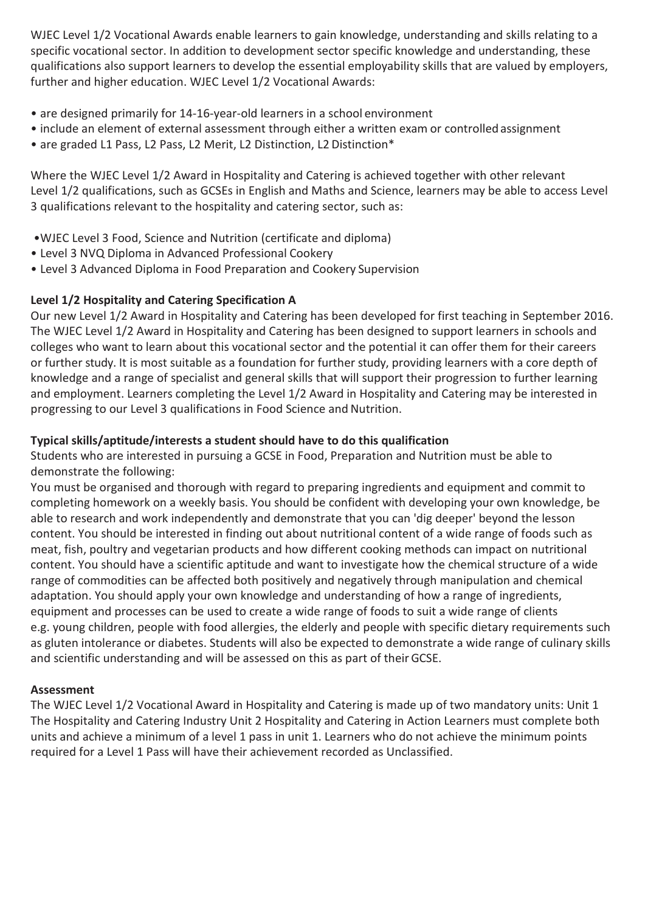WJEC Level 1/2 Vocational Awards enable learners to gain knowledge, understanding and skills relating to a specific vocational sector. In addition to development sector specific knowledge and understanding, these qualifications also support learners to develop the essential employability skills that are valued by employers, further and higher education. WJEC Level 1/2 Vocational Awards:

- are designed primarily for 14-16-year-old learners in a school environment
- include an element of external assessment through either a written exam or controlled assignment
- are graded L1 Pass, L2 Pass, L2 Merit, L2 Distinction, L2 Distinction*

Where the WJEC Level 1/2 Award in Hospitality and Catering is achieved together with other relevant Level 1/2 qualifications, such as GCSEs in English and Maths and Science, learners may be able to access Level 3 qualifications relevant to the hospitality and catering sector, such as:

- WJEC Level 3 Food, Science and Nutrition (certificate and diploma)
- Level 3 NVQ Diploma in Advanced Professional Cookery
- Level 3 Advanced Diploma in Food Preparation and Cookery Supervision

**Level 1/2 Hospitality and Catering Specification A**

Our new Level 1/2 Award in Hospitality and Catering has been developed for first teaching in September 2016. The WJEC Level 1/2 Award in Hospitality and Catering has been designed to support learners in schools and colleges who want to learn about this vocational sector and the potential it can offer them for their careers or further study. It is most suitable as a foundation for further study, providing learners with a core depth of knowledge and a range of specialist and general skills that will support their progression to further learning and employment. Learners completing the Level 1/2 Award in Hospitality and Catering may be interested in progressing to our Level 3 qualifications in Food Science and Nutrition.

**Typical skills/aptitude/interests a student should have to do this qualification**

Students who are interested in pursuing a GCSE in Food, Preparation and Nutrition must be able to demonstrate the following:

You must be organised and thorough with regard to preparing ingredients and equipment and commit to completing homework on a weekly basis. You should be confident with developing your own knowledge, be able to research and work independently and demonstrate that you can 'dig deeper' beyond the lesson content. You should be interested in finding out about nutritional content of a wide range of foods such as meat, fish, poultry and vegetarian products and how different cooking methods can impact on nutritional content. You should have a scientific aptitude and want to investigate how the chemical structure of a wide range of commodities can be affected both positively and negatively through manipulation and chemical adaptation. You should apply your own knowledge and understanding of how a range of ingredients, equipment and processes can be used to create a wide range of foods to suit a wide range of clients e.g. young children, people with food allergies, the elderly and people with specific dietary requirements such as gluten intolerance or diabetes. Students will also be expected to demonstrate a wide range of culinary skills and scientific understanding and will be assessed on this as part of their GCSE.

**Assessment**

The WJEC Level 1/2 Vocational Award in Hospitality and Catering is made up of two mandatory units: Unit 1 The Hospitality and Catering Industry Unit 2 Hospitality and Catering in Action Learners must complete both units and achieve a minimum of a level 1 pass in unit 1. Learners who do not achieve the minimum points required for a Level 1 Pass will have their achievement recorded as Unclassified.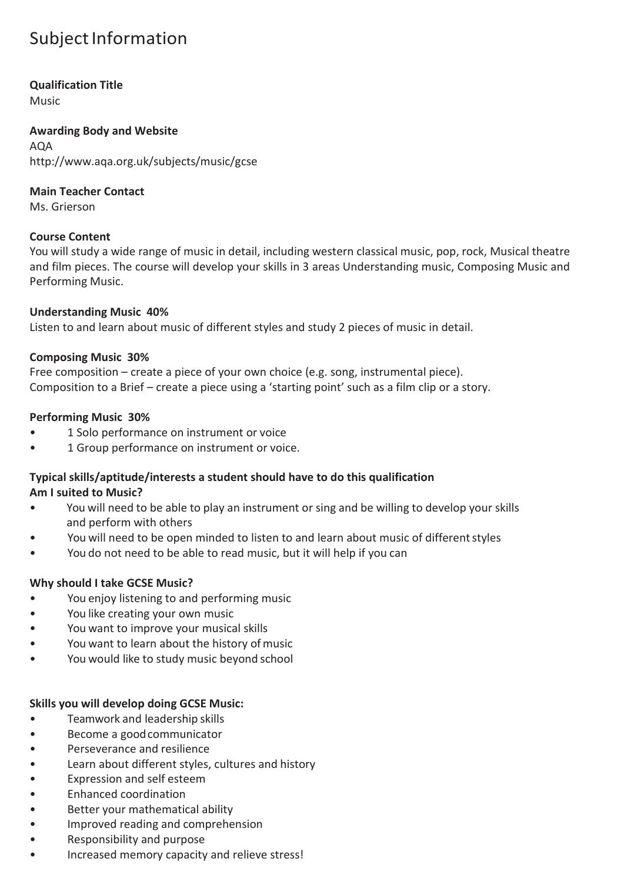# Subject Information

**Qualification Title**
Music

**Awarding Body and Website**
AQA
http://www.aqa.org.uk/subjects/music/gcse

**Main Teacher Contact**
Ms. Grierson

**Course Content**
You will study a wide range of music in detail, including western classical music, pop, rock, Musical theatre and film pieces. The course will develop your skills in 3 areas Understanding music, Composing Music and Performing Music.

**Understanding Music 40%**
Listen to and learn about music of different styles and study 2 pieces of music in detail.

**Composing Music 30%**
Free composition – create a piece of your own choice (e.g. song, instrumental piece).
Composition to a Brief – create a piece using a 'starting point' such as a film clip or a story.

**Performing Music 30%**

- 1 Solo performance on instrument or voice
- 1 Group performance on instrument or voice.

**Typical skills/aptitude/interests a student should have to do this qualification**
**Am I suited to Music?**

- You will need to be able to play an instrument or sing and be willing to develop your skills and perform with others
- You will need to be open minded to listen to and learn about music of different styles
- You do not need to be able to read music, but it will help if you can

**Why should I take GCSE Music?**

- You enjoy listening to and performing music
- You like creating your own music
- You want to improve your musical skills
- You want to learn about the history of music
- You would like to study music beyond school

**Skills you will develop doing GCSE Music:**

- Teamwork and leadership skills
- Become a good communicator
- Perseverance and resilience
- Learn about different styles, cultures and history
- Expression and self esteem
- Enhanced coordination
- Better your mathematical ability
- Improved reading and comprehension
- Responsibility and purpose
- Increased memory capacity and relieve stress!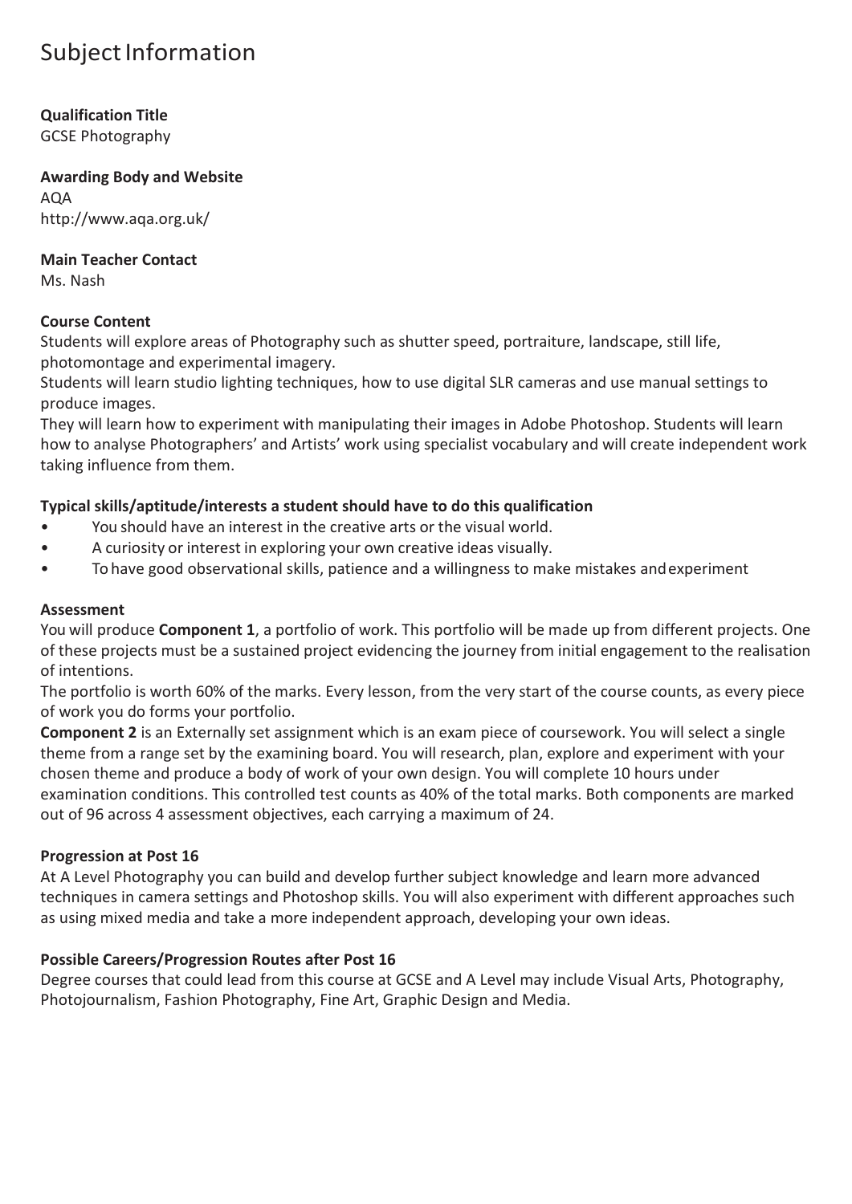# Subject Information

**Qualification Title**
GCSE Photography

**Awarding Body and Website**
AQA
http://www.aqa.org.uk/

**Main Teacher Contact**
Ms. Nash

**Course Content**
Students will explore areas of Photography such as shutter speed, portraiture, landscape, still life, photomontage and experimental imagery.
Students will learn studio lighting techniques, how to use digital SLR cameras and use manual settings to produce images.
They will learn how to experiment with manipulating their images in Adobe Photoshop. Students will learn how to analyse Photographers' and Artists' work using specialist vocabulary and will create independent work taking influence from them.

**Typical skills/aptitude/interests a student should have to do this qualification**

- You should have an interest in the creative arts or the visual world.
- A curiosity or interest in exploring your own creative ideas visually.
- To have good observational skills, patience and a willingness to make mistakes and experiment

**Assessment**
You will produce **Component 1**, a portfolio of work. This portfolio will be made up from different projects. One of these projects must be a sustained project evidencing the journey from initial engagement to the realisation of intentions.
The portfolio is worth 60% of the marks. Every lesson, from the very start of the course counts, as every piece of work you do forms your portfolio.
**Component 2** is an Externally set assignment which is an exam piece of coursework. You will select a single theme from a range set by the examining board. You will research, plan, explore and experiment with your chosen theme and produce a body of work of your own design. You will complete 10 hours under examination conditions. This controlled test counts as 40% of the total marks. Both components are marked out of 96 across 4 assessment objectives, each carrying a maximum of 24.

**Progression at Post 16**
At A Level Photography you can build and develop further subject knowledge and learn more advanced techniques in camera settings and Photoshop skills. You will also experiment with different approaches such as using mixed media and take a more independent approach, developing your own ideas.

**Possible Careers/Progression Routes after Post 16**
Degree courses that could lead from this course at GCSE and A Level may include Visual Arts, Photography, Photojournalism, Fashion Photography, Fine Art, Graphic Design and Media.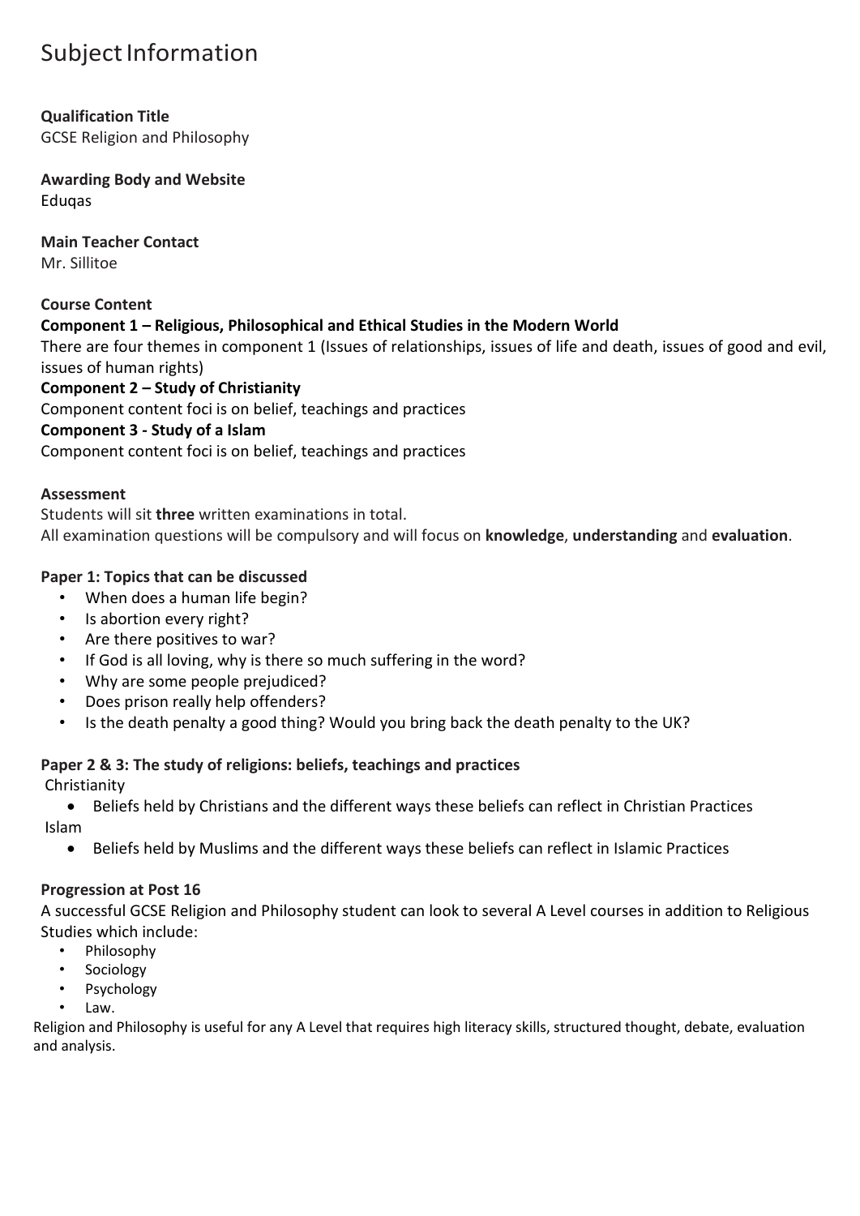# Subject Information

**Qualification Title**
GCSE Religion and Philosophy

**Awarding Body and Website**
Eduqas

**Main Teacher Contact**
Mr. Sillitoe

**Course Content**

**Component 1 – Religious, Philosophical and Ethical Studies in the Modern World**
There are four themes in component 1 (Issues of relationships, issues of life and death, issues of good and evil, issues of human rights)

**Component 2 – Study of Christianity**
Component content foci is on belief, teachings and practices

**Component 3 - Study of a Islam**
Component content foci is on belief, teachings and practices

**Assessment**
Students will sit **three** written examinations in total.
All examination questions will be compulsory and will focus on **knowledge**, **understanding** and **evaluation**.

**Paper 1: Topics that can be discussed**

- When does a human life begin?
- Is abortion every right?
- Are there positives to war?
- If God is all loving, why is there so much suffering in the word?
- Why are some people prejudiced?
- Does prison really help offenders?
- Is the death penalty a good thing? Would you bring back the death penalty to the UK?

**Paper 2 & 3: The study of religions: beliefs, teachings and practices**

Christianity

- Beliefs held by Christians and the different ways these beliefs can reflect in Christian Practices

Islam

- Beliefs held by Muslims and the different ways these beliefs can reflect in Islamic Practices

**Progression at Post 16**
A successful GCSE Religion and Philosophy student can look to several A Level courses in addition to Religious Studies which include:

- Philosophy
- Sociology
- Psychology
- Law.

Religion and Philosophy is useful for any A Level that requires high literacy skills, structured thought, debate, evaluation and analysis.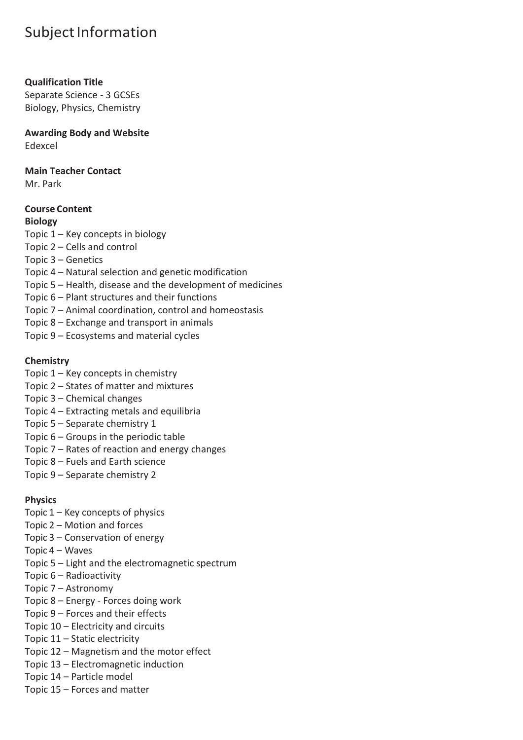# Subject Information

**Qualification Title**
Separate Science - 3 GCSEs
Biology, Physics, Chemistry

**Awarding Body and Website**
Edexcel

**Main Teacher Contact**
Mr. Park

**Course Content**

**Biology**

Topic 1 – Key concepts in biology
Topic 2 – Cells and control
Topic 3 – Genetics
Topic 4 – Natural selection and genetic modification
Topic 5 – Health, disease and the development of medicines
Topic 6 – Plant structures and their functions
Topic 7 – Animal coordination, control and homeostasis
Topic 8 – Exchange and transport in animals
Topic 9 – Ecosystems and material cycles

**Chemistry**

Topic 1 – Key concepts in chemistry
Topic 2 – States of matter and mixtures
Topic 3 – Chemical changes
Topic 4 – Extracting metals and equilibria
Topic 5 – Separate chemistry 1
Topic 6 – Groups in the periodic table
Topic 7 – Rates of reaction and energy changes
Topic 8 – Fuels and Earth science
Topic 9 – Separate chemistry 2

**Physics**

Topic 1 – Key concepts of physics
Topic 2 – Motion and forces
Topic 3 – Conservation of energy
Topic 4 – Waves
Topic 5 – Light and the electromagnetic spectrum
Topic 6 – Radioactivity
Topic 7 – Astronomy
Topic 8 – Energy - Forces doing work
Topic 9 – Forces and their effects
Topic 10 – Electricity and circuits
Topic 11 – Static electricity
Topic 12 – Magnetism and the motor effect
Topic 13 – Electromagnetic induction
Topic 14 – Particle model
Topic 15 – Forces and matter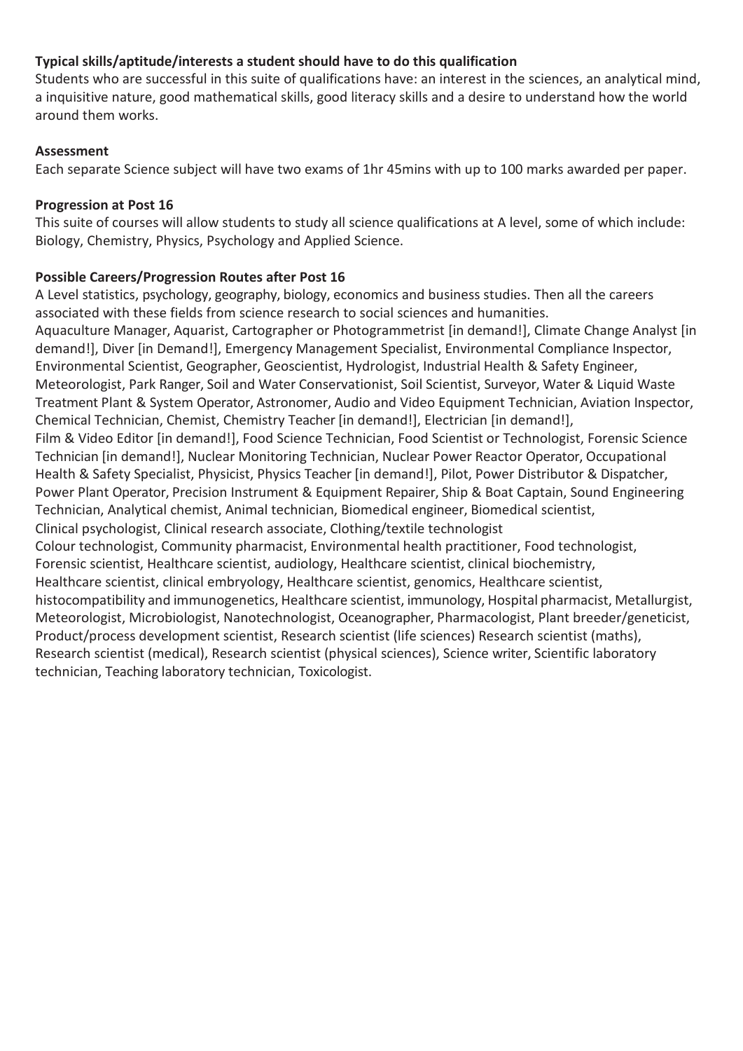**Typical skills/aptitude/interests a student should have to do this qualification**

Students who are successful in this suite of qualifications have: an interest in the sciences, an analytical mind, a inquisitive nature, good mathematical skills, good literacy skills and a desire to understand how the world around them works.

**Assessment**

Each separate Science subject will have two exams of 1hr 45mins with up to 100 marks awarded per paper.

**Progression at Post 16**

This suite of courses will allow students to study all science qualifications at A level, some of which include: Biology, Chemistry, Physics, Psychology and Applied Science.

**Possible Careers/Progression Routes after Post 16**

A Level statistics, psychology, geography, biology, economics and business studies. Then all the careers associated with these fields from science research to social sciences and humanities.

Aquaculture Manager, Aquarist, Cartographer or Photogrammetrist [in demand!], Climate Change Analyst [in demand!], Diver [in Demand!], Emergency Management Specialist, Environmental Compliance Inspector, Environmental Scientist, Geographer, Geoscientist, Hydrologist, Industrial Health & Safety Engineer, Meteorologist, Park Ranger, Soil and Water Conservationist, Soil Scientist, Surveyor, Water & Liquid Waste Treatment Plant & System Operator, Astronomer, Audio and Video Equipment Technician, Aviation Inspector, Chemical Technician, Chemist, Chemistry Teacher [in demand!], Electrician [in demand!],
Film & Video Editor [in demand!], Food Science Technician, Food Scientist or Technologist, Forensic Science Technician [in demand!], Nuclear Monitoring Technician, Nuclear Power Reactor Operator, Occupational Health & Safety Specialist, Physicist, Physics Teacher [in demand!], Pilot, Power Distributor & Dispatcher, Power Plant Operator, Precision Instrument & Equipment Repairer, Ship & Boat Captain, Sound Engineering Technician, Analytical chemist, Animal technician, Biomedical engineer, Biomedical scientist,
Clinical psychologist, Clinical research associate, Clothing/textile technologist
Colour technologist, Community pharmacist, Environmental health practitioner, Food technologist, Forensic scientist, Healthcare scientist, audiology, Healthcare scientist, clinical biochemistry, Healthcare scientist, clinical embryology, Healthcare scientist, genomics, Healthcare scientist, histocompatibility and immunogenetics, Healthcare scientist, immunology, Hospital pharmacist, Metallurgist, Meteorologist, Microbiologist, Nanotechnologist, Oceanographer, Pharmacologist, Plant breeder/geneticist, Product/process development scientist, Research scientist (life sciences) Research scientist (maths), Research scientist (medical), Research scientist (physical sciences), Science writer, Scientific laboratory technician, Teaching laboratory technician, Toxicologist.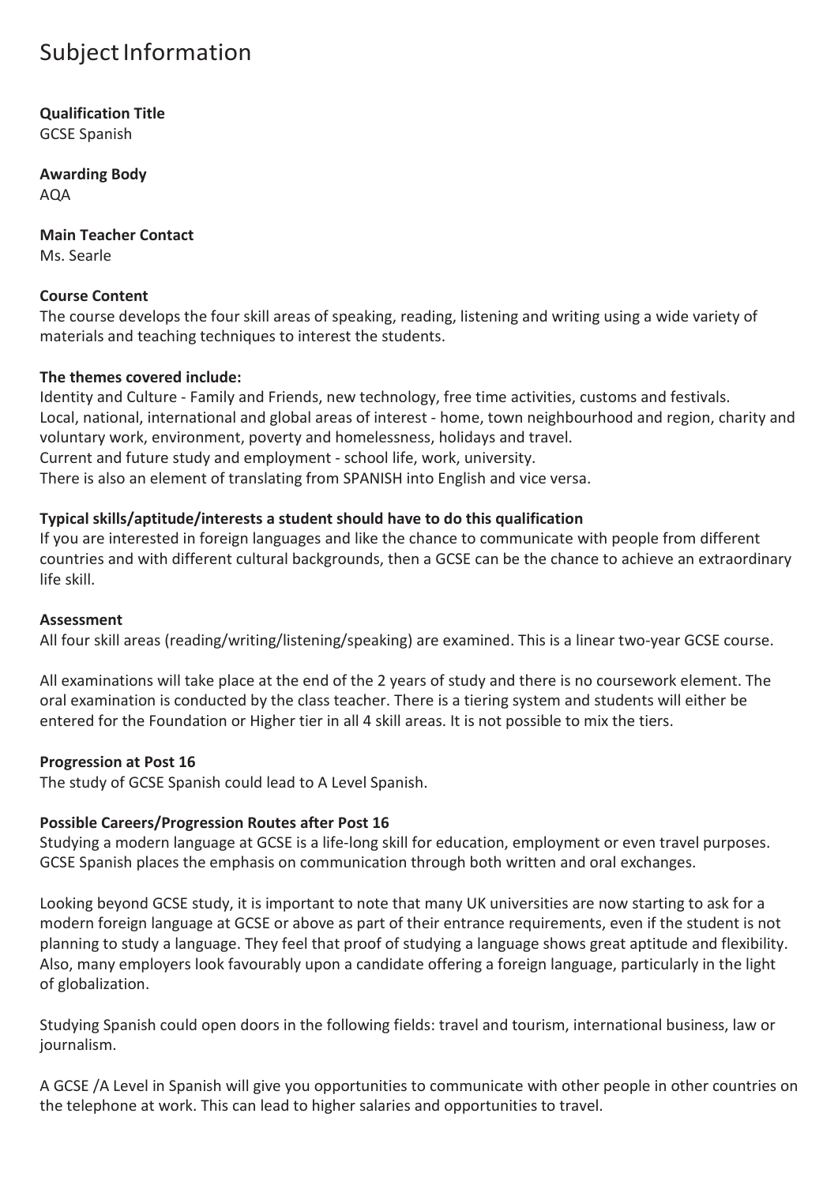# Subject Information

**Qualification Title**
GCSE Spanish

**Awarding Body**
AQA

**Main Teacher Contact**
Ms. Searle

**Course Content**
The course develops the four skill areas of speaking, reading, listening and writing using a wide variety of materials and teaching techniques to interest the students.

**The themes covered include:**
Identity and Culture - Family and Friends, new technology, free time activities, customs and festivals.
Local, national, international and global areas of interest - home, town neighbourhood and region, charity and voluntary work, environment, poverty and homelessness, holidays and travel.
Current and future study and employment - school life, work, university.
There is also an element of translating from SPANISH into English and vice versa.

**Typical skills/aptitude/interests a student should have to do this qualification**
If you are interested in foreign languages and like the chance to communicate with people from different countries and with different cultural backgrounds, then a GCSE can be the chance to achieve an extraordinary life skill.

**Assessment**
All four skill areas (reading/writing/listening/speaking) are examined. This is a linear two-year GCSE course.

All examinations will take place at the end of the 2 years of study and there is no coursework element. The oral examination is conducted by the class teacher. There is a tiering system and students will either be entered for the Foundation or Higher tier in all 4 skill areas. It is not possible to mix the tiers.

**Progression at Post 16**
The study of GCSE Spanish could lead to A Level Spanish.

**Possible Careers/Progression Routes after Post 16**
Studying a modern language at GCSE is a life-long skill for education, employment or even travel purposes. GCSE Spanish places the emphasis on communication through both written and oral exchanges.

Looking beyond GCSE study, it is important to note that many UK universities are now starting to ask for a modern foreign language at GCSE or above as part of their entrance requirements, even if the student is not planning to study a language. They feel that proof of studying a language shows great aptitude and flexibility. Also, many employers look favourably upon a candidate offering a foreign language, particularly in the light of globalization.

Studying Spanish could open doors in the following fields: travel and tourism, international business, law or journalism.

A GCSE /A Level in Spanish will give you opportunities to communicate with other people in other countries on the telephone at work. This can lead to higher salaries and opportunities to travel.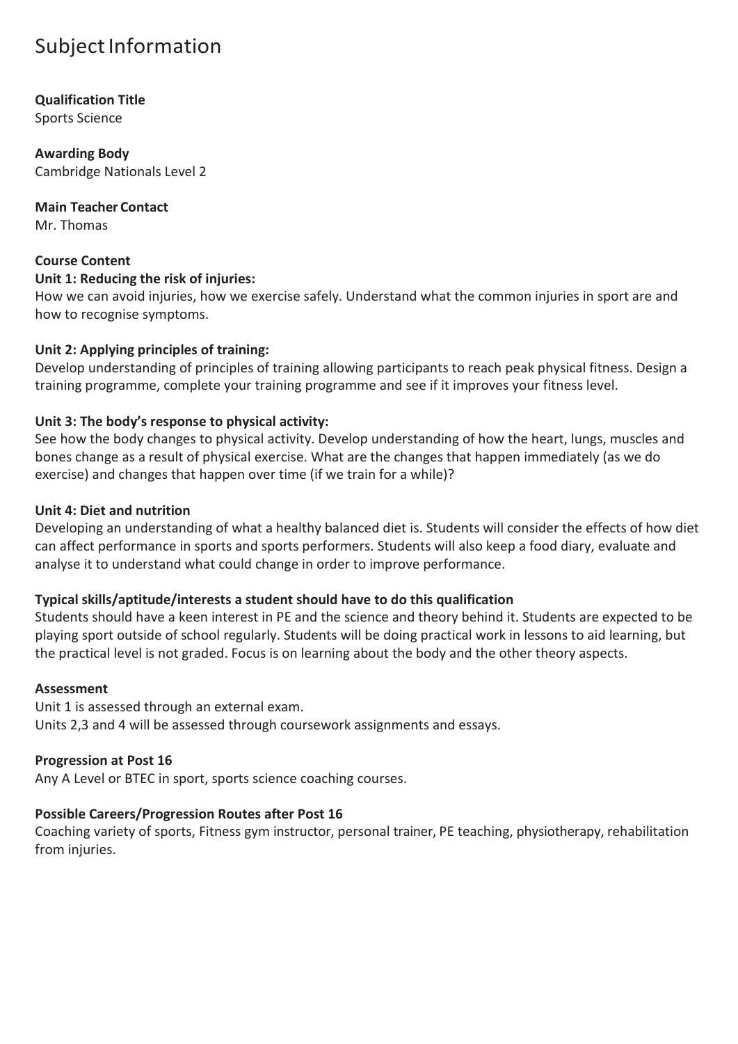# Subject Information

**Qualification Title**
Sports Science

**Awarding Body**
Cambridge Nationals Level 2

**Main Teacher Contact**
Mr. Thomas

**Course Content**

**Unit 1: Reducing the risk of injuries:**
How we can avoid injuries, how we exercise safely. Understand what the common injuries in sport are and how to recognise symptoms.

**Unit 2: Applying principles of training:**
Develop understanding of principles of training allowing participants to reach peak physical fitness. Design a training programme, complete your training programme and see if it improves your fitness level.

**Unit 3: The body's response to physical activity:**
See how the body changes to physical activity. Develop understanding of how the heart, lungs, muscles and bones change as a result of physical exercise. What are the changes that happen immediately (as we do exercise) and changes that happen over time (if we train for a while)?

**Unit 4: Diet and nutrition**
Developing an understanding of what a healthy balanced diet is. Students will consider the effects of how diet can affect performance in sports and sports performers. Students will also keep a food diary, evaluate and analyse it to understand what could change in order to improve performance.

**Typical skills/aptitude/interests a student should have to do this qualification**
Students should have a keen interest in PE and the science and theory behind it. Students are expected to be playing sport outside of school regularly. Students will be doing practical work in lessons to aid learning, but the practical level is not graded. Focus is on learning about the body and the other theory aspects.

**Assessment**
Unit 1 is assessed through an external exam.
Units 2,3 and 4 will be assessed through coursework assignments and essays.

**Progression at Post 16**
Any A Level or BTEC in sport, sports science coaching courses.

**Possible Careers/Progression Routes after Post 16**
Coaching variety of sports, Fitness gym instructor, personal trainer, PE teaching, physiotherapy, rehabilitation from injuries.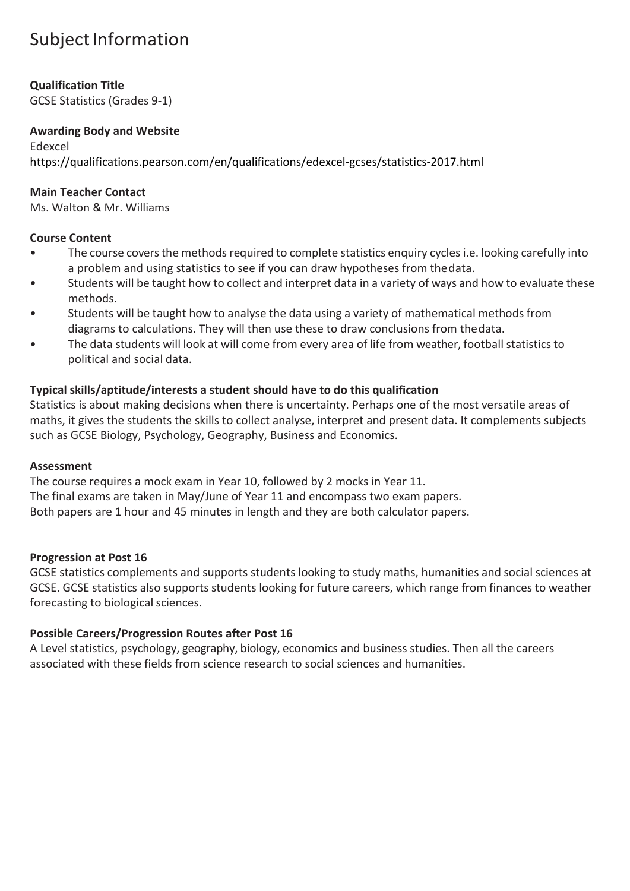# Subject Information

**Qualification Title**
GCSE Statistics (Grades 9-1)

**Awarding Body and Website**
Edexcel
https://qualifications.pearson.com/en/qualifications/edexcel-gcses/statistics-2017.html

**Main Teacher Contact**
Ms. Walton & Mr. Williams

**Course Content**

- The course covers the methods required to complete statistics enquiry cycles i.e. looking carefully into a problem and using statistics to see if you can draw hypotheses from the data.
- Students will be taught how to collect and interpret data in a variety of ways and how to evaluate these methods.
- Students will be taught how to analyse the data using a variety of mathematical methods from diagrams to calculations. They will then use these to draw conclusions from the data.
- The data students will look at will come from every area of life from weather, football statistics to political and social data.

**Typical skills/aptitude/interests a student should have to do this qualification**
Statistics is about making decisions when there is uncertainty. Perhaps one of the most versatile areas of maths, it gives the students the skills to collect analyse, interpret and present data. It complements subjects such as GCSE Biology, Psychology, Geography, Business and Economics.

**Assessment**
The course requires a mock exam in Year 10, followed by 2 mocks in Year 11.
The final exams are taken in May/June of Year 11 and encompass two exam papers.
Both papers are 1 hour and 45 minutes in length and they are both calculator papers.

**Progression at Post 16**
GCSE statistics complements and supports students looking to study maths, humanities and social sciences at GCSE. GCSE statistics also supports students looking for future careers, which range from finances to weather forecasting to biological sciences.

**Possible Careers/Progression Routes after Post 16**
A Level statistics, psychology, geography, biology, economics and business studies. Then all the careers associated with these fields from science research to social sciences and humanities.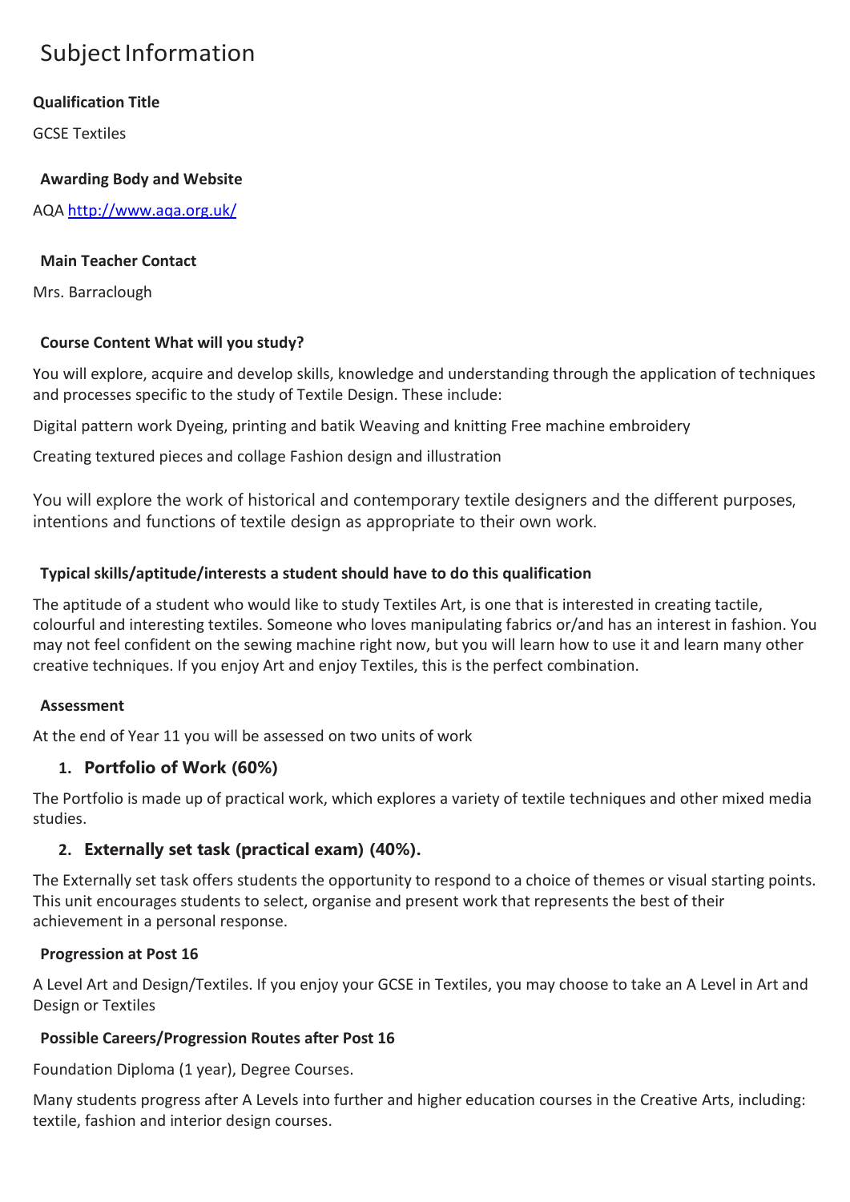# Subject Information

**Qualification Title**

GCSE Textiles

**Awarding Body and Website**

AQA http://www.aqa.org.uk/

**Main Teacher Contact**

Mrs. Barraclough

**Course Content What will you study?**

You will explore, acquire and develop skills, knowledge and understanding through the application of techniques and processes specific to the study of Textile Design. These include:

Digital pattern work Dyeing, printing and batik Weaving and knitting Free machine embroidery

Creating textured pieces and collage Fashion design and illustration

You will explore the work of historical and contemporary textile designers and the different purposes, intentions and functions of textile design as appropriate to their own work.

**Typical skills/aptitude/interests a student should have to do this qualification**

The aptitude of a student who would like to study Textiles Art, is one that is interested in creating tactile, colourful and interesting textiles. Someone who loves manipulating fabrics or/and has an interest in fashion. You may not feel confident on the sewing machine right now, but you will learn how to use it and learn many other creative techniques. If you enjoy Art and enjoy Textiles, this is the perfect combination.

**Assessment**

At the end of Year 11 you will be assessed on two units of work

1. **Portfolio of Work (60%)**

The Portfolio is made up of practical work, which explores a variety of textile techniques and other mixed media studies.

2. **Externally set task (practical exam) (40%).**

The Externally set task offers students the opportunity to respond to a choice of themes or visual starting points. This unit encourages students to select, organise and present work that represents the best of their achievement in a personal response.

**Progression at Post 16**

A Level Art and Design/Textiles. If you enjoy your GCSE in Textiles, you may choose to take an A Level in Art and Design or Textiles

**Possible Careers/Progression Routes after Post 16**

Foundation Diploma (1 year), Degree Courses.

Many students progress after A Levels into further and higher education courses in the Creative Arts, including: textile, fashion and interior design courses.